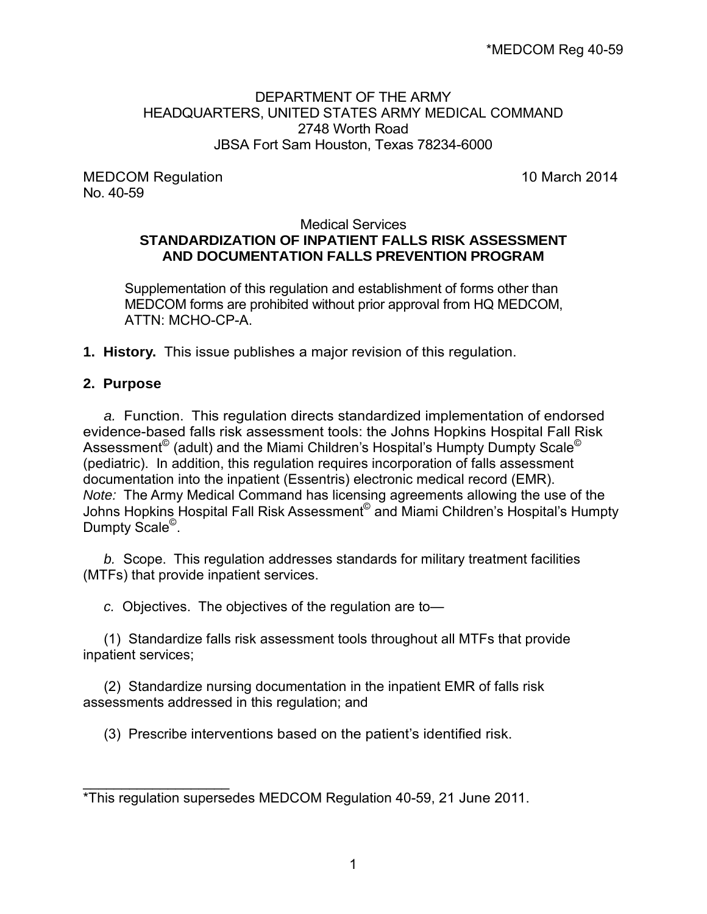\*MEDCOM Reg 40-59

DEPARTMENT OF THE ARMY
HEADQUARTERS, UNITED STATES ARMY MEDICAL COMMAND
2748 Worth Road
JBSA Fort Sam Houston, Texas 78234-6000

MEDCOM Regulation
No. 40-59

10 March 2014

Medical Services

**STANDARDIZATION OF INPATIENT FALLS RISK ASSESSMENT AND DOCUMENTATION FALLS PREVENTION PROGRAM**

Supplementation of this regulation and establishment of forms other than MEDCOM forms are prohibited without prior approval from HQ MEDCOM, ATTN: MCHO-CP-A.

**1. History.** This issue publishes a major revision of this regulation.

**2. Purpose**

*a.* Function. This regulation directs standardized implementation of endorsed evidence-based falls risk assessment tools: the Johns Hopkins Hospital Fall Risk Assessment© (adult) and the Miami Children's Hospital's Humpty Dumpty Scale© (pediatric). In addition, this regulation requires incorporation of falls assessment documentation into the inpatient (Essentris) electronic medical record (EMR).
*Note:* The Army Medical Command has licensing agreements allowing the use of the Johns Hopkins Hospital Fall Risk Assessment© and Miami Children's Hospital's Humpty Dumpty Scale©.

*b.* Scope. This regulation addresses standards for military treatment facilities (MTFs) that provide inpatient services.

*c.* Objectives. The objectives of the regulation are to—

(1) Standardize falls risk assessment tools throughout all MTFs that provide inpatient services;

(2) Standardize nursing documentation in the inpatient EMR of falls risk assessments addressed in this regulation; and

(3) Prescribe interventions based on the patient's identified risk.

---

\*This regulation supersedes MEDCOM Regulation 40-59, 21 June 2011.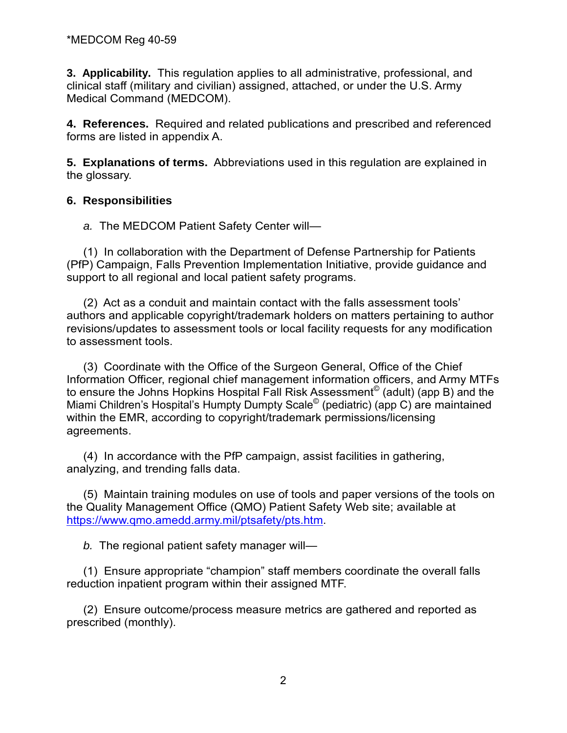**3. Applicability.** This regulation applies to all administrative, professional, and clinical staff (military and civilian) assigned, attached, or under the U.S. Army Medical Command (MEDCOM).

**4. References.** Required and related publications and prescribed and referenced forms are listed in appendix A.

**5. Explanations of terms.** Abbreviations used in this regulation are explained in the glossary.

**6. Responsibilities**

*a.* The MEDCOM Patient Safety Center will—

(1) In collaboration with the Department of Defense Partnership for Patients (PfP) Campaign, Falls Prevention Implementation Initiative, provide guidance and support to all regional and local patient safety programs.

(2) Act as a conduit and maintain contact with the falls assessment tools' authors and applicable copyright/trademark holders on matters pertaining to author revisions/updates to assessment tools or local facility requests for any modification to assessment tools.

(3) Coordinate with the Office of the Surgeon General, Office of the Chief Information Officer, regional chief management information officers, and Army MTFs to ensure the Johns Hopkins Hospital Fall Risk Assessment© (adult) (app B) and the Miami Children's Hospital's Humpty Dumpty Scale© (pediatric) (app C) are maintained within the EMR, according to copyright/trademark permissions/licensing agreements.

(4) In accordance with the PfP campaign, assist facilities in gathering, analyzing, and trending falls data.

(5) Maintain training modules on use of tools and paper versions of the tools on the Quality Management Office (QMO) Patient Safety Web site; available at https://www.qmo.amedd.army.mil/ptsafety/pts.htm.

*b.* The regional patient safety manager will—

(1) Ensure appropriate "champion" staff members coordinate the overall falls reduction inpatient program within their assigned MTF.

(2) Ensure outcome/process measure metrics are gathered and reported as prescribed (monthly).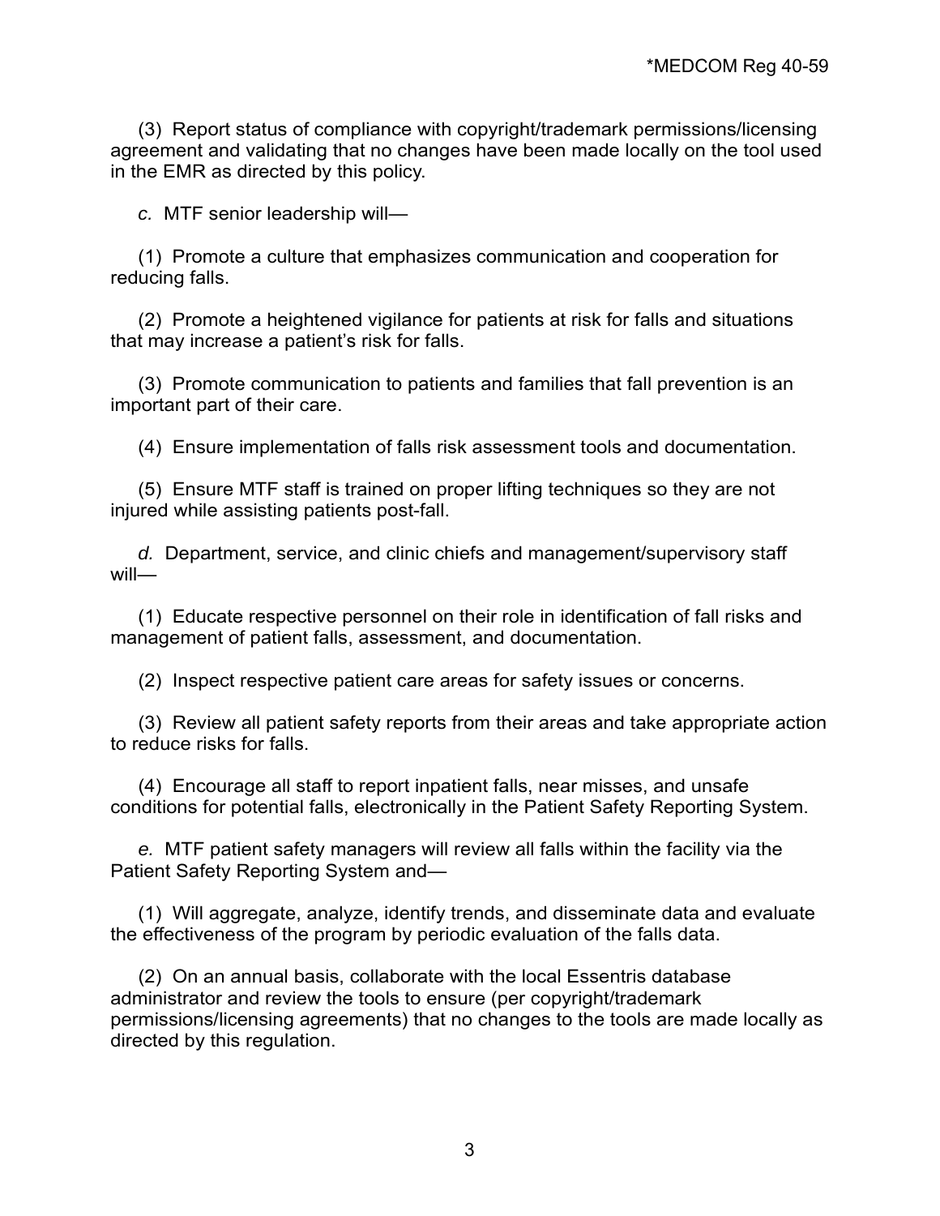(3) Report status of compliance with copyright/trademark permissions/licensing agreement and validating that no changes have been made locally on the tool used in the EMR as directed by this policy.

*c.* MTF senior leadership will—

(1) Promote a culture that emphasizes communication and cooperation for reducing falls.

(2) Promote a heightened vigilance for patients at risk for falls and situations that may increase a patient's risk for falls.

(3) Promote communication to patients and families that fall prevention is an important part of their care.

(4) Ensure implementation of falls risk assessment tools and documentation.

(5) Ensure MTF staff is trained on proper lifting techniques so they are not injured while assisting patients post-fall.

*d.* Department, service, and clinic chiefs and management/supervisory staff will—

(1) Educate respective personnel on their role in identification of fall risks and management of patient falls, assessment, and documentation.

(2) Inspect respective patient care areas for safety issues or concerns.

(3) Review all patient safety reports from their areas and take appropriate action to reduce risks for falls.

(4) Encourage all staff to report inpatient falls, near misses, and unsafe conditions for potential falls, electronically in the Patient Safety Reporting System.

*e.* MTF patient safety managers will review all falls within the facility via the Patient Safety Reporting System and—

(1) Will aggregate, analyze, identify trends, and disseminate data and evaluate the effectiveness of the program by periodic evaluation of the falls data.

(2) On an annual basis, collaborate with the local Essentris database administrator and review the tools to ensure (per copyright/trademark permissions/licensing agreements) that no changes to the tools are made locally as directed by this regulation.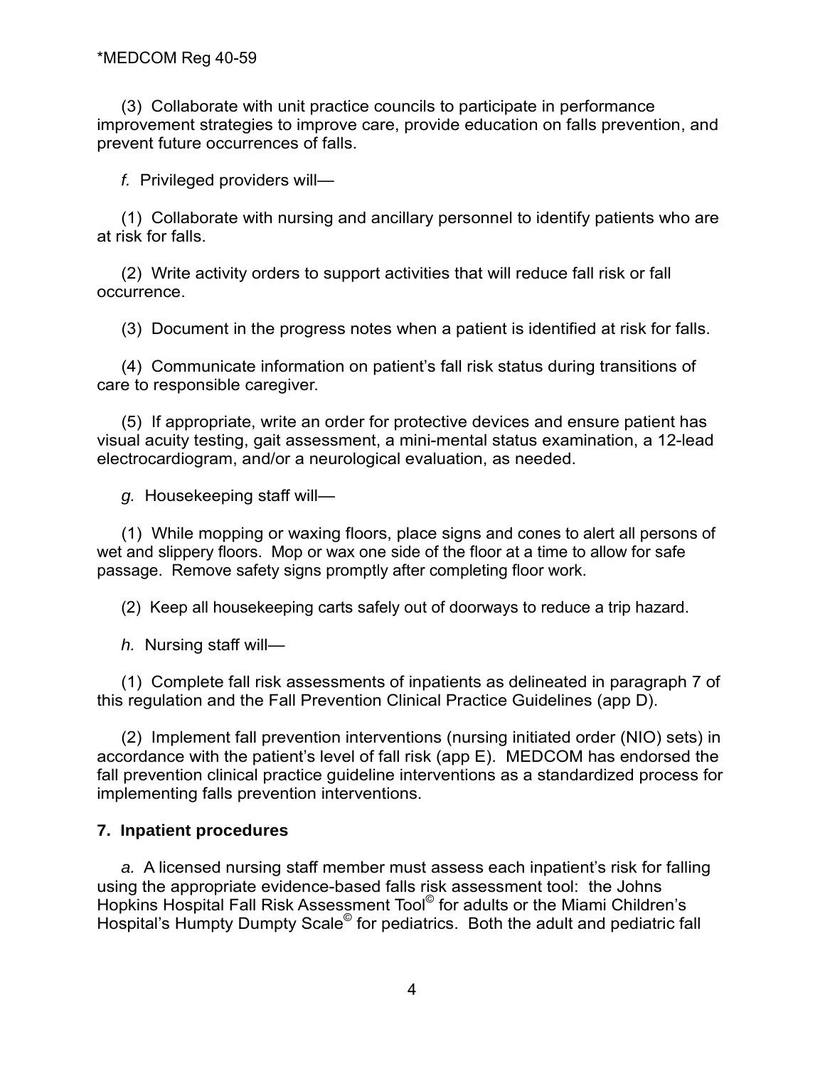(3) Collaborate with unit practice councils to participate in performance improvement strategies to improve care, provide education on falls prevention, and prevent future occurrences of falls.

*f.* Privileged providers will—

(1) Collaborate with nursing and ancillary personnel to identify patients who are at risk for falls.

(2) Write activity orders to support activities that will reduce fall risk or fall occurrence.

(3) Document in the progress notes when a patient is identified at risk for falls.

(4) Communicate information on patient's fall risk status during transitions of care to responsible caregiver.

(5) If appropriate, write an order for protective devices and ensure patient has visual acuity testing, gait assessment, a mini-mental status examination, a 12-lead electrocardiogram, and/or a neurological evaluation, as needed.

*g.* Housekeeping staff will—

(1) While mopping or waxing floors, place signs and cones to alert all persons of wet and slippery floors. Mop or wax one side of the floor at a time to allow for safe passage. Remove safety signs promptly after completing floor work.

(2) Keep all housekeeping carts safely out of doorways to reduce a trip hazard.

*h.* Nursing staff will—

(1) Complete fall risk assessments of inpatients as delineated in paragraph 7 of this regulation and the Fall Prevention Clinical Practice Guidelines (app D).

(2) Implement fall prevention interventions (nursing initiated order (NIO) sets) in accordance with the patient's level of fall risk (app E). MEDCOM has endorsed the fall prevention clinical practice guideline interventions as a standardized process for implementing falls prevention interventions.

**7. Inpatient procedures**

*a.* A licensed nursing staff member must assess each inpatient's risk for falling using the appropriate evidence-based falls risk assessment tool: the Johns Hopkins Hospital Fall Risk Assessment Tool© for adults or the Miami Children's Hospital's Humpty Dumpty Scale© for pediatrics. Both the adult and pediatric fall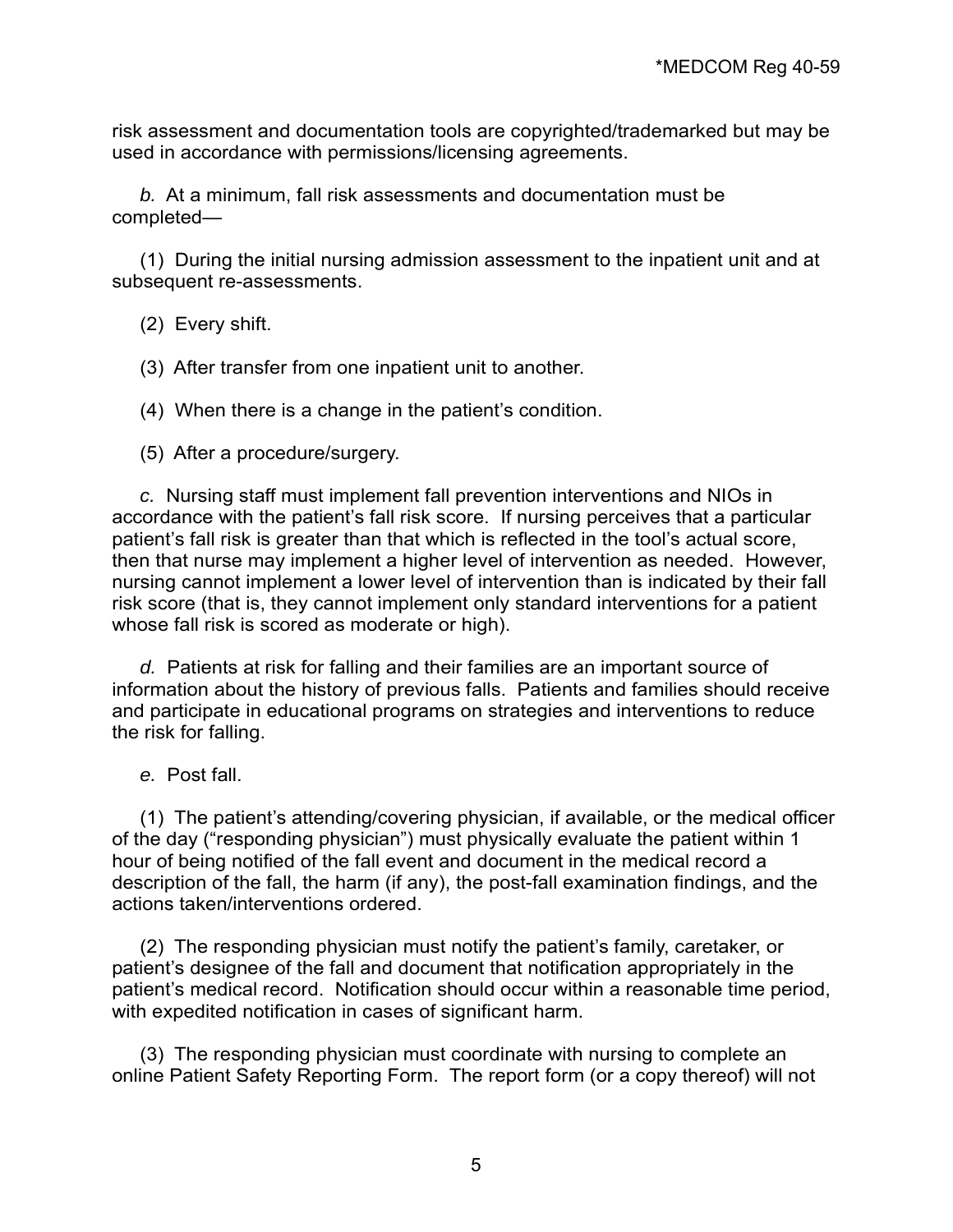risk assessment and documentation tools are copyrighted/trademarked but may be used in accordance with permissions/licensing agreements.

*b.* At a minimum, fall risk assessments and documentation must be completed—

(1) During the initial nursing admission assessment to the inpatient unit and at subsequent re-assessments.

(2) Every shift.

(3) After transfer from one inpatient unit to another.

(4) When there is a change in the patient's condition.

(5) After a procedure/surgery.

*c.* Nursing staff must implement fall prevention interventions and NIOs in accordance with the patient's fall risk score. If nursing perceives that a particular patient's fall risk is greater than that which is reflected in the tool's actual score, then that nurse may implement a higher level of intervention as needed. However, nursing cannot implement a lower level of intervention than is indicated by their fall risk score (that is, they cannot implement only standard interventions for a patient whose fall risk is scored as moderate or high).

*d.* Patients at risk for falling and their families are an important source of information about the history of previous falls. Patients and families should receive and participate in educational programs on strategies and interventions to reduce the risk for falling.

*e.* Post fall.

(1) The patient's attending/covering physician, if available, or the medical officer of the day ("responding physician") must physically evaluate the patient within 1 hour of being notified of the fall event and document in the medical record a description of the fall, the harm (if any), the post-fall examination findings, and the actions taken/interventions ordered.

(2) The responding physician must notify the patient's family, caretaker, or patient's designee of the fall and document that notification appropriately in the patient's medical record. Notification should occur within a reasonable time period, with expedited notification in cases of significant harm.

(3) The responding physician must coordinate with nursing to complete an online Patient Safety Reporting Form. The report form (or a copy thereof) will not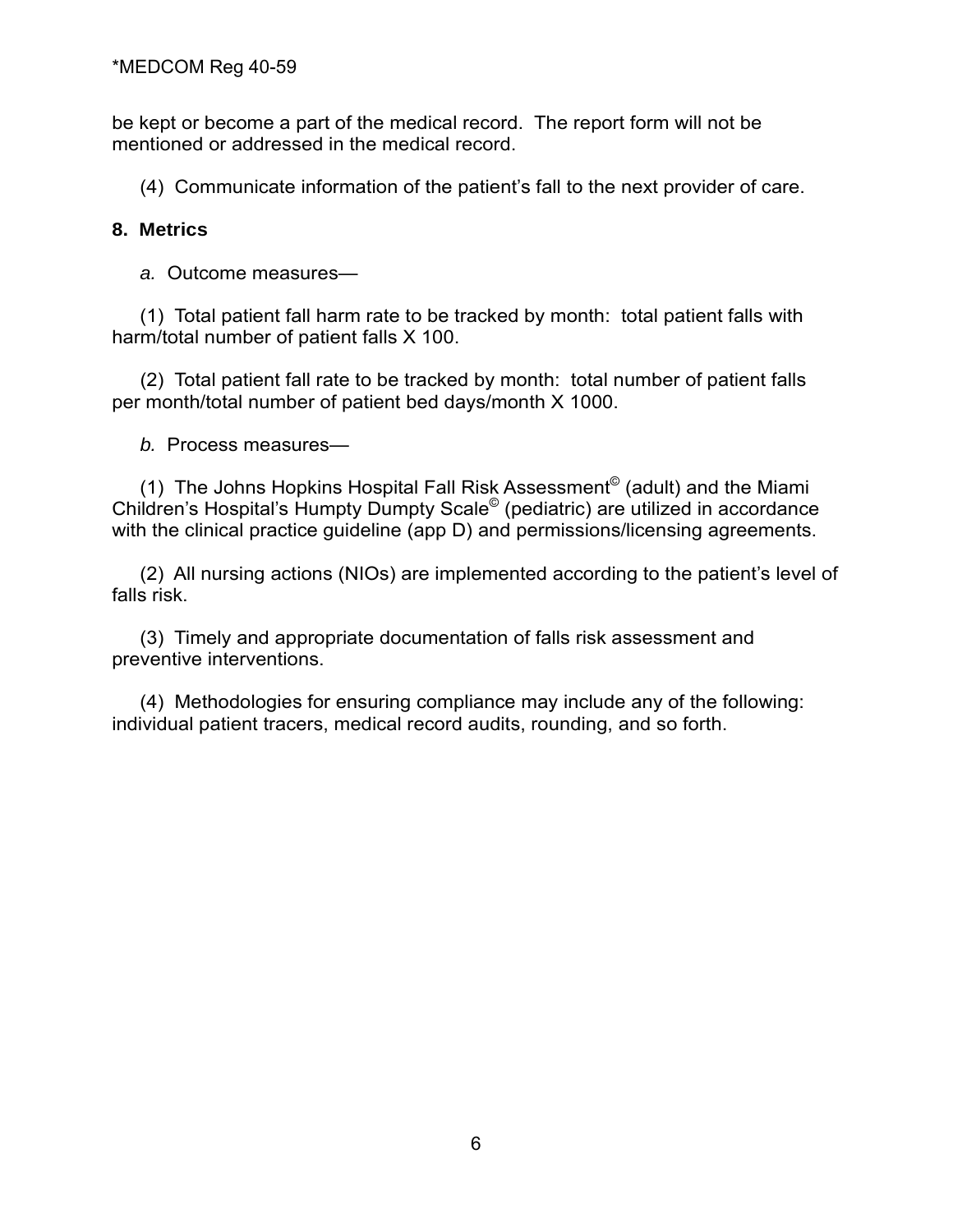be kept or become a part of the medical record. The report form will not be mentioned or addressed in the medical record.

(4) Communicate information of the patient's fall to the next provider of care.

**8. Metrics**

*a.* Outcome measures—

(1) Total patient fall harm rate to be tracked by month: total patient falls with harm/total number of patient falls X 100.

(2) Total patient fall rate to be tracked by month: total number of patient falls per month/total number of patient bed days/month X 1000.

*b.* Process measures—

(1) The Johns Hopkins Hospital Fall Risk Assessment© (adult) and the Miami Children's Hospital's Humpty Dumpty Scale© (pediatric) are utilized in accordance with the clinical practice guideline (app D) and permissions/licensing agreements.

(2) All nursing actions (NIOs) are implemented according to the patient's level of falls risk.

(3) Timely and appropriate documentation of falls risk assessment and preventive interventions.

(4) Methodologies for ensuring compliance may include any of the following: individual patient tracers, medical record audits, rounding, and so forth.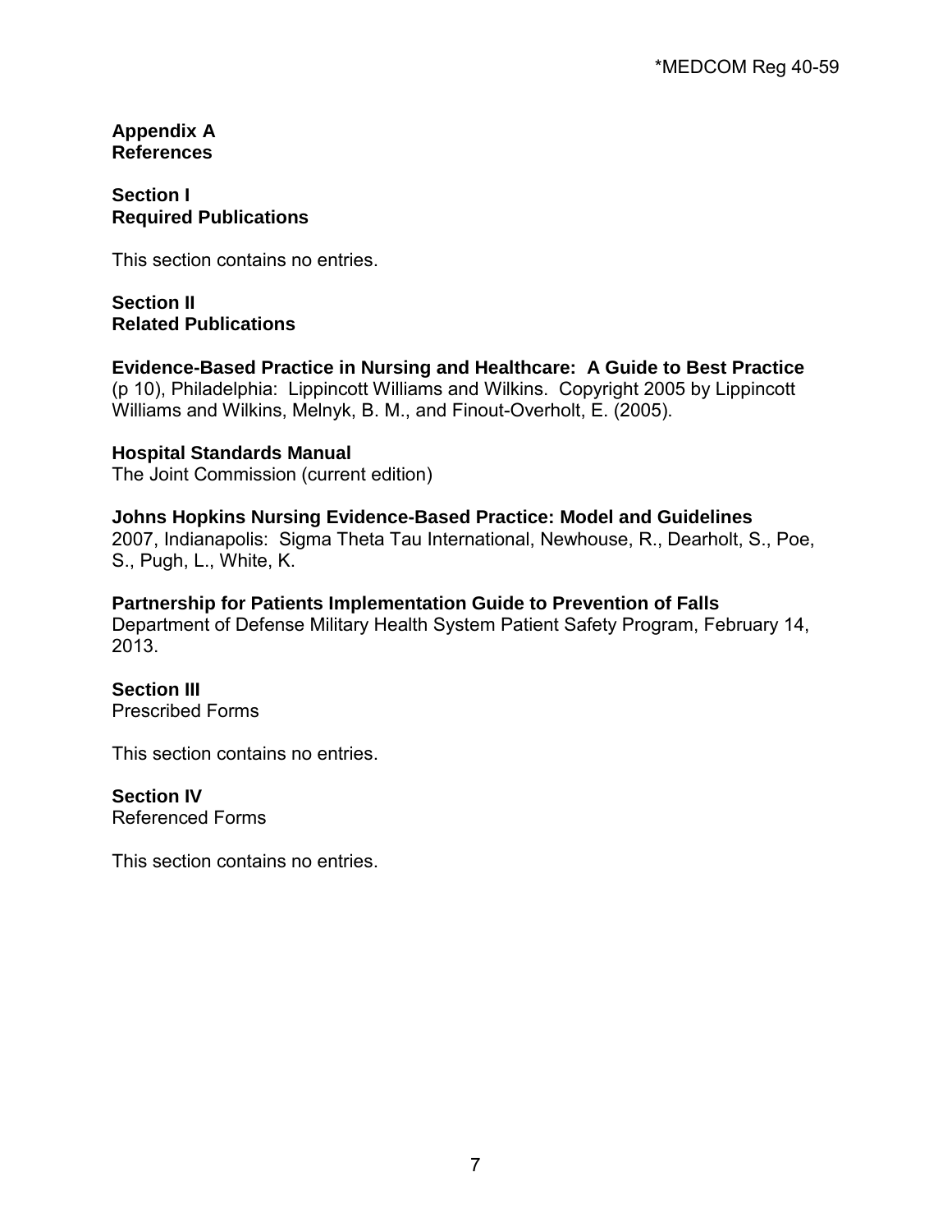# Appendix A
# References

## Section I
## Required Publications

This section contains no entries.

## Section II
## Related Publications

**Evidence-Based Practice in Nursing and Healthcare: A Guide to Best Practice**
(p 10), Philadelphia: Lippincott Williams and Wilkins. Copyright 2005 by Lippincott Williams and Wilkins, Melnyk, B. M., and Finout-Overholt, E. (2005).

**Hospital Standards Manual**
The Joint Commission (current edition)

**Johns Hopkins Nursing Evidence-Based Practice: Model and Guidelines**
2007, Indianapolis: Sigma Theta Tau International, Newhouse, R., Dearholt, S., Poe, S., Pugh, L., White, K.

**Partnership for Patients Implementation Guide to Prevention of Falls**
Department of Defense Military Health System Patient Safety Program, February 14, 2013.

## Section III
Prescribed Forms

This section contains no entries.

## Section IV
Referenced Forms

This section contains no entries.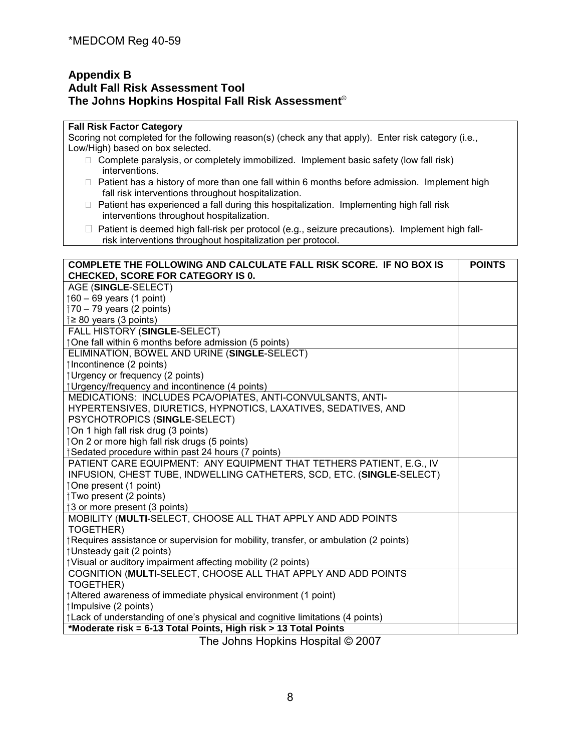## Appendix B
## Adult Fall Risk Assessment Tool
## The Johns Hopkins Hospital Fall Risk Assessment©

| **Fall Risk Factor Category** |
|---|
| Scoring not completed for the following reason(s) (check any that apply). Enter risk category (i.e., Low/High) based on box selected. |
| ☐ Complete paralysis, or completely immobilized. Implement basic safety (low fall risk) interventions. |
| ☐ Patient has a history of more than one fall within 6 months before admission. Implement high fall risk interventions throughout hospitalization. |
| ☐ Patient has experienced a fall during this hospitalization. Implementing high fall risk interventions throughout hospitalization. |
| ☐ Patient is deemed high fall-risk per protocol (e.g., seizure precautions). Implement high fall-risk interventions throughout hospitalization per protocol. |

| **COMPLETE THE FOLLOWING AND CALCULATE FALL RISK SCORE. IF NO BOX IS CHECKED, SCORE FOR CATEGORY IS 0.** | **POINTS** |
|---|---|
| AGE (**SINGLE**-SELECT)<br>☐ 60 – 69 years (1 point)<br>☐ 70 – 79 years (2 points)<br>☐ ≥ 80 years (3 points) | |
| FALL HISTORY (**SINGLE**-SELECT)<br>☐ One fall within 6 months before admission (5 points) | |
| ELIMINATION, BOWEL AND URINE (**SINGLE**-SELECT)<br>☐ Incontinence (2 points)<br>☐ Urgency or frequency (2 points)<br>☐ Urgency/frequency and incontinence (4 points) | |
| MEDICATIONS: INCLUDES PCA/OPIATES, ANTI-CONVULSANTS, ANTI-HYPERTENSIVES, DIURETICS, HYPNOTICS, LAXATIVES, SEDATIVES, AND PSYCHOTROPICS (**SINGLE**-SELECT)<br>☐ On 1 high fall risk drug (3 points)<br>☐ On 2 or more high fall risk drugs (5 points)<br>☐ Sedated procedure within past 24 hours (7 points) | |
| PATIENT CARE EQUIPMENT: ANY EQUIPMENT THAT TETHERS PATIENT, E.G., IV INFUSION, CHEST TUBE, INDWELLING CATHETERS, SCD, ETC. (**SINGLE**-SELECT)<br>☐ One present (1 point)<br>☐ Two present (2 points)<br>☐ 3 or more present (3 points) | |
| MOBILITY (**MULTI**-SELECT, CHOOSE ALL THAT APPLY AND ADD POINTS TOGETHER)<br>☐ Requires assistance or supervision for mobility, transfer, or ambulation (2 points)<br>☐ Unsteady gait (2 points)<br>☐ Visual or auditory impairment affecting mobility (2 points) | |
| COGNITION (**MULTI**-SELECT, CHOOSE ALL THAT APPLY AND ADD POINTS TOGETHER)<br>☐ Altered awareness of immediate physical environment (1 point)<br>☐ Impulsive (2 points)<br>☐ Lack of understanding of one's physical and cognitive limitations (4 points) | |
| ***Moderate risk = 6-13 Total Points, High risk > 13 Total Points** | |

The Johns Hopkins Hospital © 2007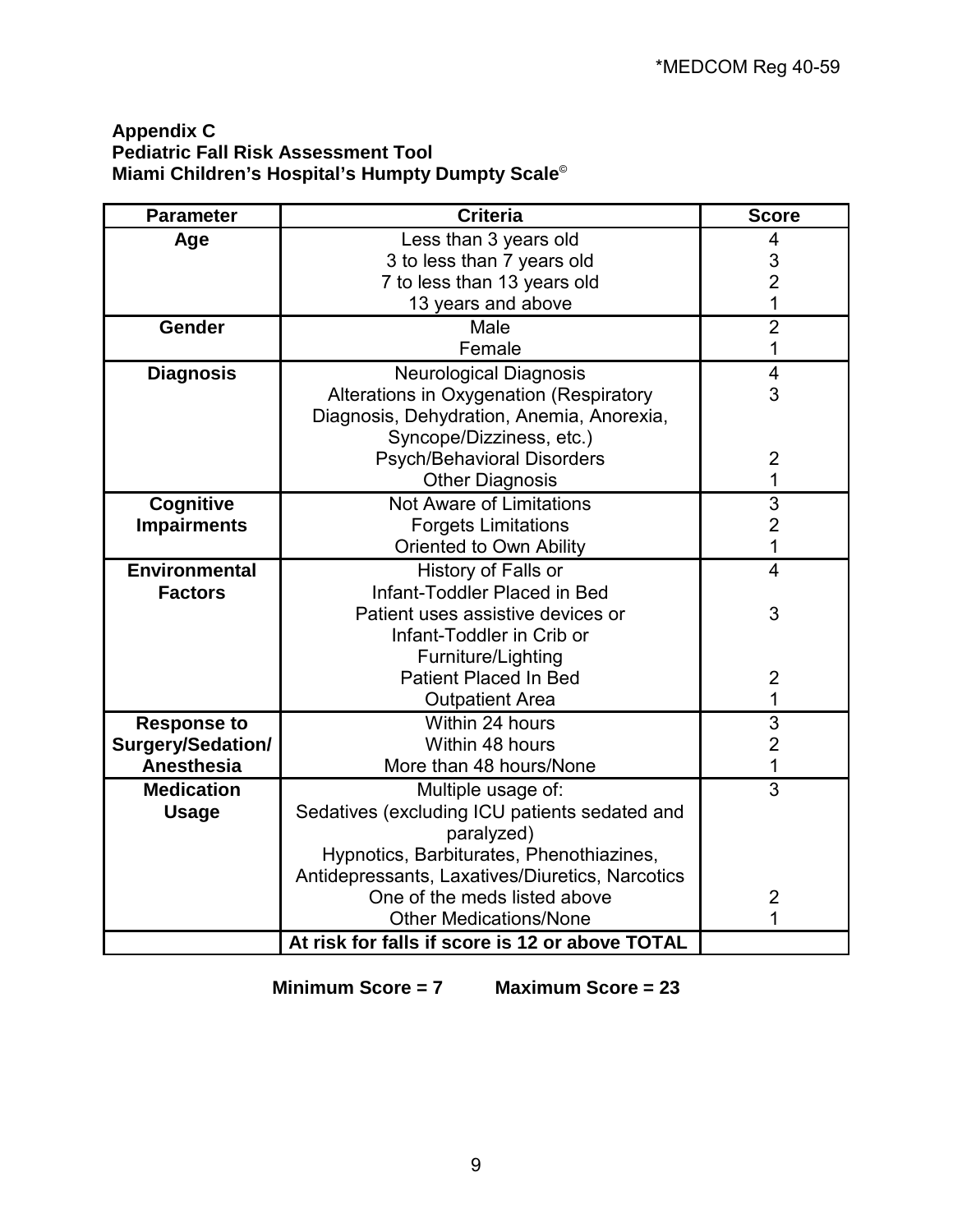**Appendix C**
**Pediatric Fall Risk Assessment Tool**
**Miami Children's Hospital's Humpty Dumpty Scale©**

| Parameter | Criteria | Score |
|---|---|---|
| **Age** | Less than 3 years old | 4 |
| | 3 to less than 7 years old | 3 |
| | 7 to less than 13 years old | 2 |
| | 13 years and above | 1 |
| **Gender** | Male | 2 |
| | Female | 1 |
| **Diagnosis** | Neurological Diagnosis | 4 |
| | Alterations in Oxygenation (Respiratory Diagnosis, Dehydration, Anemia, Anorexia, Syncope/Dizziness, etc.) | 3 |
| | Psych/Behavioral Disorders | 2 |
| | Other Diagnosis | 1 |
| **Cognitive Impairments** | Not Aware of Limitations | 3 |
| | Forgets Limitations | 2 |
| | Oriented to Own Ability | 1 |
| **Environmental Factors** | History of Falls or Infant-Toddler Placed in Bed | 4 |
| | Patient uses assistive devices or Infant-Toddler in Crib or Furniture/Lighting | 3 |
| | Patient Placed In Bed | 2 |
| | Outpatient Area | 1 |
| **Response to Surgery/Sedation/ Anesthesia** | Within 24 hours | 3 |
| | Within 48 hours | 2 |
| | More than 48 hours/None | 1 |
| **Medication Usage** | Multiple usage of: Sedatives (excluding ICU patients sedated and paralyzed) Hypnotics, Barbiturates, Phenothiazines, Antidepressants, Laxatives/Diuretics, Narcotics | 3 |
| | One of the meds listed above | 2 |
| | Other Medications/None | 1 |
| | **At risk for falls if score is 12 or above TOTAL** | |

**Minimum Score = 7 Maximum Score = 23**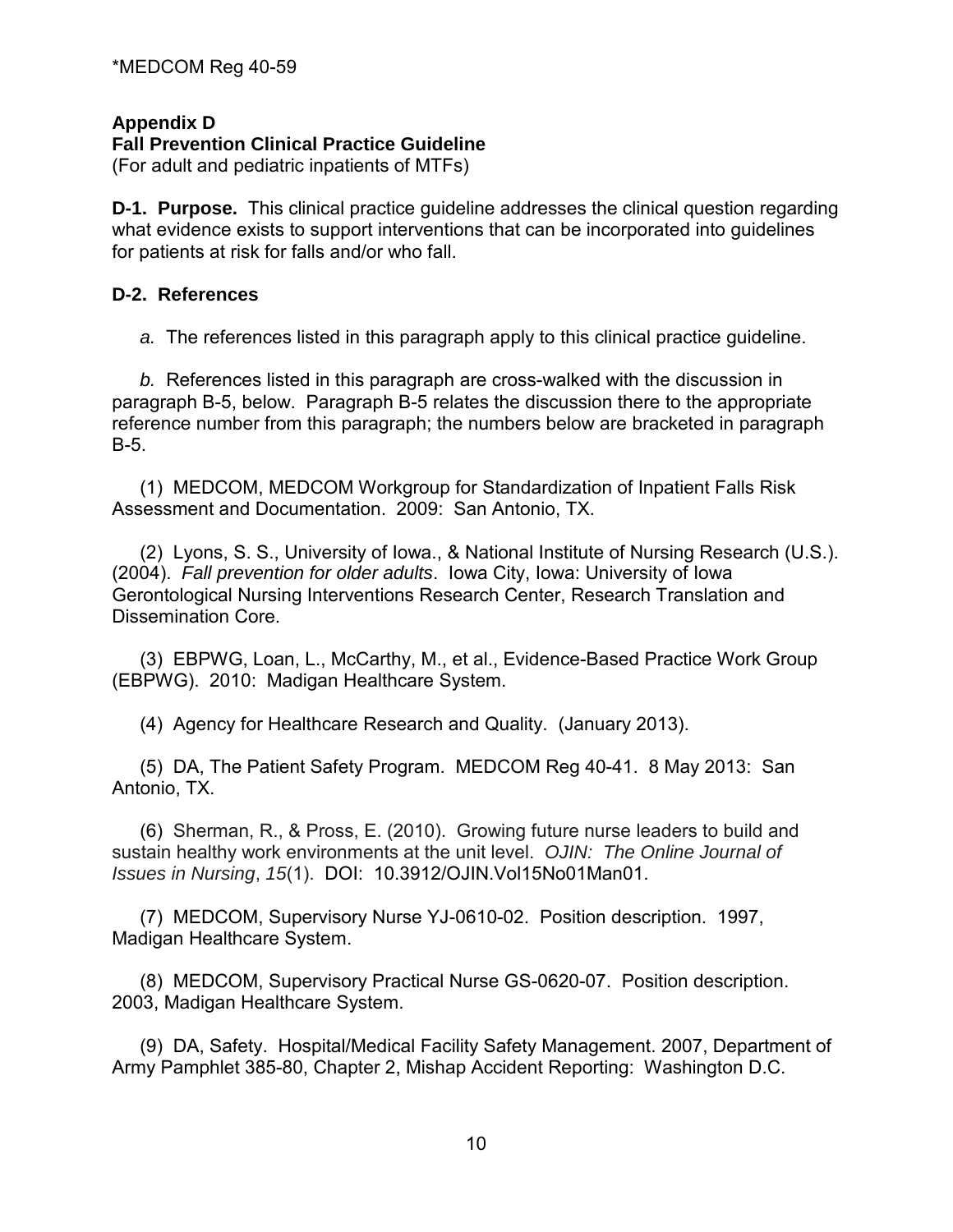## Appendix D
### Fall Prevention Clinical Practice Guideline
(For adult and pediatric inpatients of MTFs)

**D-1. Purpose.** This clinical practice guideline addresses the clinical question regarding what evidence exists to support interventions that can be incorporated into guidelines for patients at risk for falls and/or who fall.

**D-2. References**

*a.* The references listed in this paragraph apply to this clinical practice guideline.

*b.* References listed in this paragraph are cross-walked with the discussion in paragraph B-5, below. Paragraph B-5 relates the discussion there to the appropriate reference number from this paragraph; the numbers below are bracketed in paragraph B-5.

(1) MEDCOM, MEDCOM Workgroup for Standardization of Inpatient Falls Risk Assessment and Documentation. 2009: San Antonio, TX.

(2) Lyons, S. S., University of Iowa., & National Institute of Nursing Research (U.S.). (2004). *Fall prevention for older adults*. Iowa City, Iowa: University of Iowa Gerontological Nursing Interventions Research Center, Research Translation and Dissemination Core.

(3) EBPWG, Loan, L., McCarthy, M., et al., Evidence-Based Practice Work Group (EBPWG). 2010: Madigan Healthcare System.

(4) Agency for Healthcare Research and Quality. (January 2013).

(5) DA, The Patient Safety Program. MEDCOM Reg 40-41. 8 May 2013: San Antonio, TX.

(6) Sherman, R., & Pross, E. (2010). Growing future nurse leaders to build and sustain healthy work environments at the unit level. *OJIN: The Online Journal of Issues in Nursing*, *15*(1). DOI: 10.3912/OJIN.Vol15No01Man01.

(7) MEDCOM, Supervisory Nurse YJ-0610-02. Position description. 1997, Madigan Healthcare System.

(8) MEDCOM, Supervisory Practical Nurse GS-0620-07. Position description. 2003, Madigan Healthcare System.

(9) DA, Safety. Hospital/Medical Facility Safety Management. 2007, Department of Army Pamphlet 385-80, Chapter 2, Mishap Accident Reporting: Washington D.C.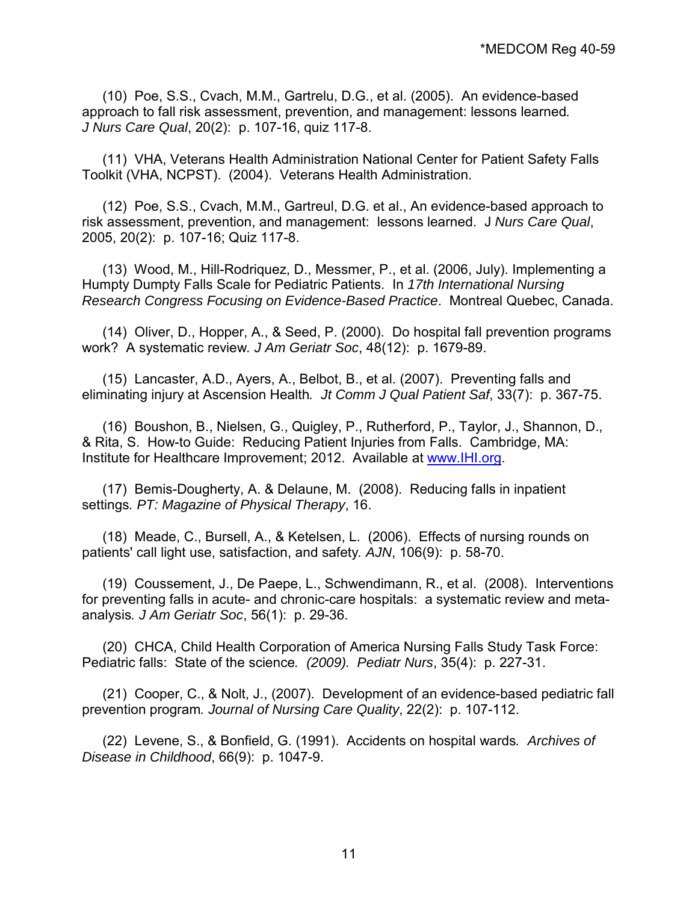(10) Poe, S.S., Cvach, M.M., Gartrelu, D.G., et al. (2005). An evidence-based approach to fall risk assessment, prevention, and management: lessons learned. *J Nurs Care Qual*, 20(2): p. 107-16, quiz 117-8.

(11) VHA, Veterans Health Administration National Center for Patient Safety Falls Toolkit (VHA, NCPST). (2004). Veterans Health Administration.

(12) Poe, S.S., Cvach, M.M., Gartreul, D.G. et al., An evidence-based approach to risk assessment, prevention, and management: lessons learned. J *Nurs Care Qual*, 2005, 20(2): p. 107-16; Quiz 117-8.

(13) Wood, M., Hill-Rodriquez, D., Messmer, P., et al. (2006, July). Implementing a Humpty Dumpty Falls Scale for Pediatric Patients. In *17th International Nursing Research Congress Focusing on Evidence-Based Practice*. Montreal Quebec, Canada.

(14) Oliver, D., Hopper, A., & Seed, P. (2000). Do hospital fall prevention programs work? A systematic review. *J Am Geriatr Soc*, 48(12): p. 1679-89.

(15) Lancaster, A.D., Ayers, A., Belbot, B., et al. (2007). Preventing falls and eliminating injury at Ascension Health. *Jt Comm J Qual Patient Saf*, 33(7): p. 367-75.

(16) Boushon, B., Nielsen, G., Quigley, P., Rutherford, P., Taylor, J., Shannon, D., & Rita, S. How-to Guide: Reducing Patient Injuries from Falls. Cambridge, MA: Institute for Healthcare Improvement; 2012. Available at www.IHI.org.

(17) Bemis-Dougherty, A. & Delaune, M. (2008). Reducing falls in inpatient settings. *PT: Magazine of Physical Therapy*, 16.

(18) Meade, C., Bursell, A., & Ketelsen, L. (2006). Effects of nursing rounds on patients' call light use, satisfaction, and safety. *AJN*, 106(9): p. 58-70.

(19) Coussement, J., De Paepe, L., Schwendimann, R., et al. (2008). Interventions for preventing falls in acute- and chronic-care hospitals: a systematic review and meta-analysis. *J Am Geriatr Soc*, 56(1): p. 29-36.

(20) CHCA, Child Health Corporation of America Nursing Falls Study Task Force: Pediatric falls: State of the science. *(2009). Pediatr Nurs*, 35(4): p. 227-31.

(21) Cooper, C., & Nolt, J., (2007). Development of an evidence-based pediatric fall prevention program. *Journal of Nursing Care Quality*, 22(2): p. 107-112.

(22) Levene, S., & Bonfield, G. (1991). Accidents on hospital wards. *Archives of Disease in Childhood*, 66(9): p. 1047-9.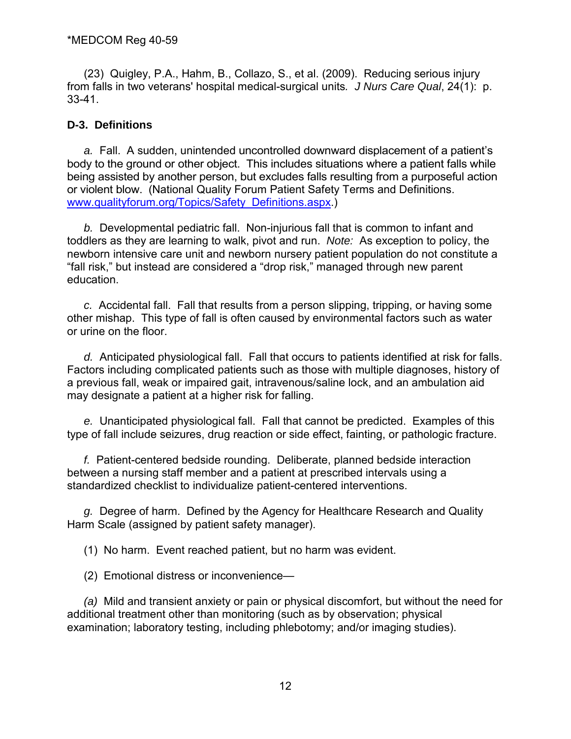(23) Quigley, P.A., Hahm, B., Collazo, S., et al. (2009). Reducing serious injury from falls in two veterans' hospital medical-surgical units. *J Nurs Care Qual*, 24(1): p. 33-41.

**D-3. Definitions**

*a.* Fall. A sudden, unintended uncontrolled downward displacement of a patient's body to the ground or other object. This includes situations where a patient falls while being assisted by another person, but excludes falls resulting from a purposeful action or violent blow. (National Quality Forum Patient Safety Terms and Definitions. [www.qualityforum.org/Topics/Safety_Definitions.aspx](www.qualityforum.org/Topics/Safety_Definitions.aspx).)

*b.* Developmental pediatric fall. Non-injurious fall that is common to infant and toddlers as they are learning to walk, pivot and run. *Note:* As exception to policy, the newborn intensive care unit and newborn nursery patient population do not constitute a "fall risk," but instead are considered a "drop risk," managed through new parent education.

*c.* Accidental fall. Fall that results from a person slipping, tripping, or having some other mishap. This type of fall is often caused by environmental factors such as water or urine on the floor.

*d.* Anticipated physiological fall. Fall that occurs to patients identified at risk for falls. Factors including complicated patients such as those with multiple diagnoses, history of a previous fall, weak or impaired gait, intravenous/saline lock, and an ambulation aid may designate a patient at a higher risk for falling.

*e.* Unanticipated physiological fall. Fall that cannot be predicted. Examples of this type of fall include seizures, drug reaction or side effect, fainting, or pathologic fracture.

*f.* Patient-centered bedside rounding. Deliberate, planned bedside interaction between a nursing staff member and a patient at prescribed intervals using a standardized checklist to individualize patient-centered interventions.

*g.* Degree of harm. Defined by the Agency for Healthcare Research and Quality Harm Scale (assigned by patient safety manager).

(1) No harm. Event reached patient, but no harm was evident.

(2) Emotional distress or inconvenience—

*(a)* Mild and transient anxiety or pain or physical discomfort, but without the need for additional treatment other than monitoring (such as by observation; physical examination; laboratory testing, including phlebotomy; and/or imaging studies).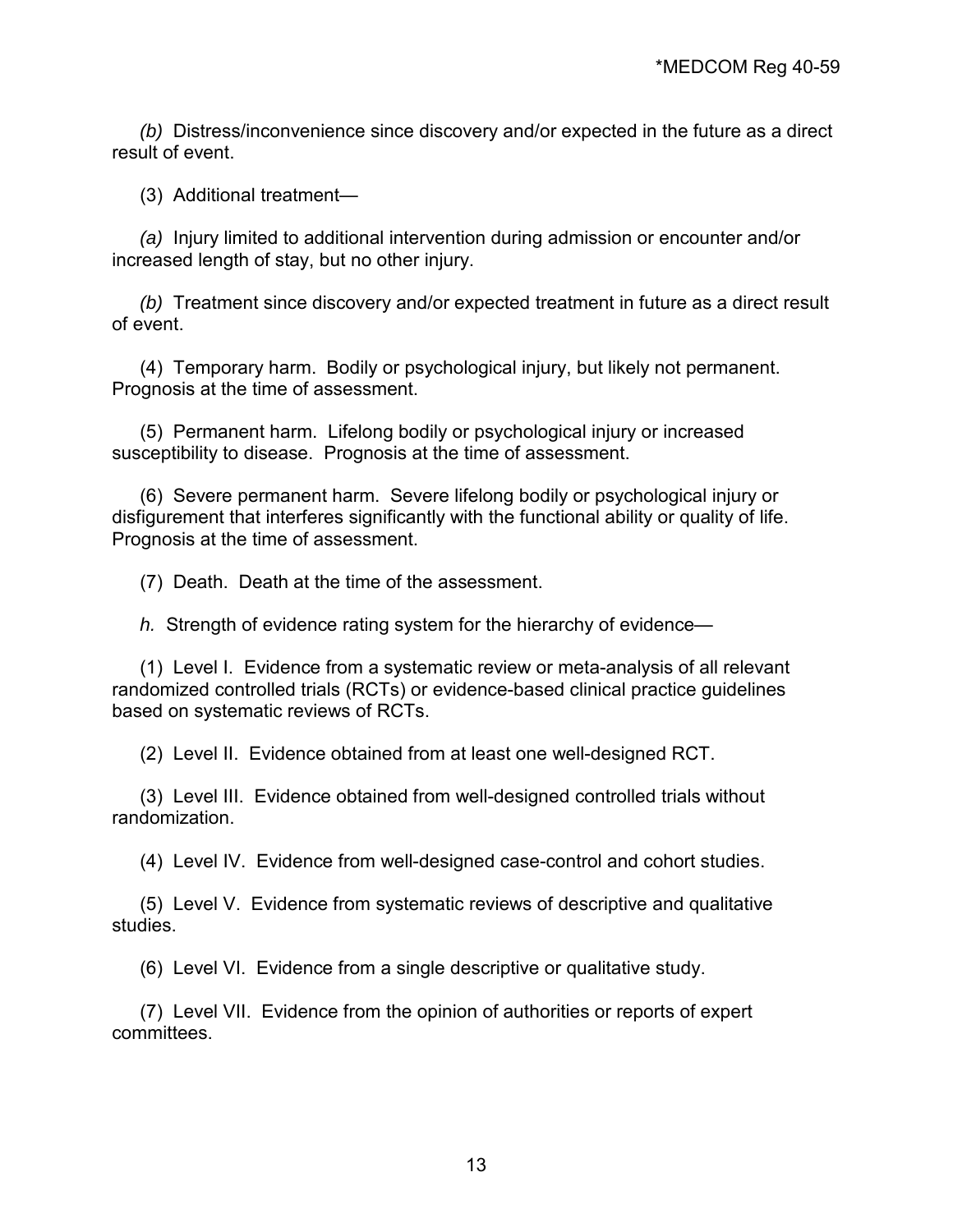*(b)* Distress/inconvenience since discovery and/or expected in the future as a direct result of event.

(3) Additional treatment—

*(a)* Injury limited to additional intervention during admission or encounter and/or increased length of stay, but no other injury.

*(b)* Treatment since discovery and/or expected treatment in future as a direct result of event.

(4) Temporary harm. Bodily or psychological injury, but likely not permanent. Prognosis at the time of assessment.

(5) Permanent harm. Lifelong bodily or psychological injury or increased susceptibility to disease. Prognosis at the time of assessment.

(6) Severe permanent harm. Severe lifelong bodily or psychological injury or disfigurement that interferes significantly with the functional ability or quality of life. Prognosis at the time of assessment.

(7) Death. Death at the time of the assessment.

*h.* Strength of evidence rating system for the hierarchy of evidence—

(1) Level I. Evidence from a systematic review or meta-analysis of all relevant randomized controlled trials (RCTs) or evidence-based clinical practice guidelines based on systematic reviews of RCTs.

(2) Level II. Evidence obtained from at least one well-designed RCT.

(3) Level III. Evidence obtained from well-designed controlled trials without randomization.

(4) Level IV. Evidence from well-designed case-control and cohort studies.

(5) Level V. Evidence from systematic reviews of descriptive and qualitative studies.

(6) Level VI. Evidence from a single descriptive or qualitative study.

(7) Level VII. Evidence from the opinion of authorities or reports of expert committees.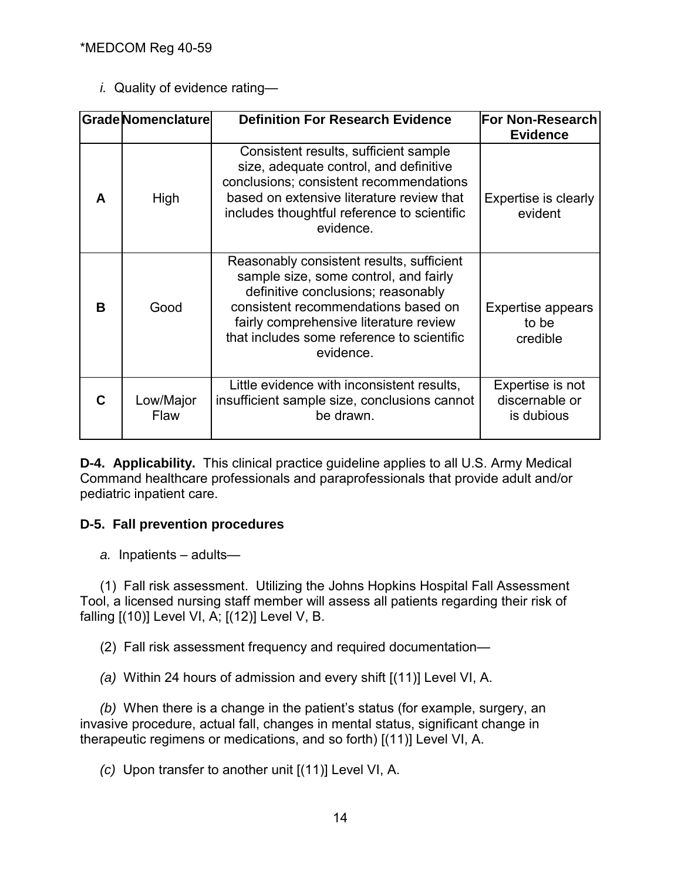*i.* Quality of evidence rating—

| Grade | Nomenclature | Definition For Research Evidence | For Non-Research Evidence |
|---|---|---|---|
| **A** | High | Consistent results, sufficient sample size, adequate control, and definitive conclusions; consistent recommendations based on extensive literature review that includes thoughtful reference to scientific evidence. | Expertise is clearly evident |
| **B** | Good | Reasonably consistent results, sufficient sample size, some control, and fairly definitive conclusions; reasonably consistent recommendations based on fairly comprehensive literature review that includes some reference to scientific evidence. | Expertise appears to be credible |
| **C** | Low/Major Flaw | Little evidence with inconsistent results, insufficient sample size, conclusions cannot be drawn. | Expertise is not discernable or is dubious |

**D-4. Applicability.** This clinical practice guideline applies to all U.S. Army Medical Command healthcare professionals and paraprofessionals that provide adult and/or pediatric inpatient care.

**D-5. Fall prevention procedures**

*a.* Inpatients – adults—

(1) Fall risk assessment. Utilizing the Johns Hopkins Hospital Fall Assessment Tool, a licensed nursing staff member will assess all patients regarding their risk of falling [(10)] Level VI, A; [(12)] Level V, B.

(2) Fall risk assessment frequency and required documentation—

*(a)* Within 24 hours of admission and every shift [(11)] Level VI, A.

*(b)* When there is a change in the patient's status (for example, surgery, an invasive procedure, actual fall, changes in mental status, significant change in therapeutic regimens or medications, and so forth) [(11)] Level VI, A.

*(c)* Upon transfer to another unit [(11)] Level VI, A.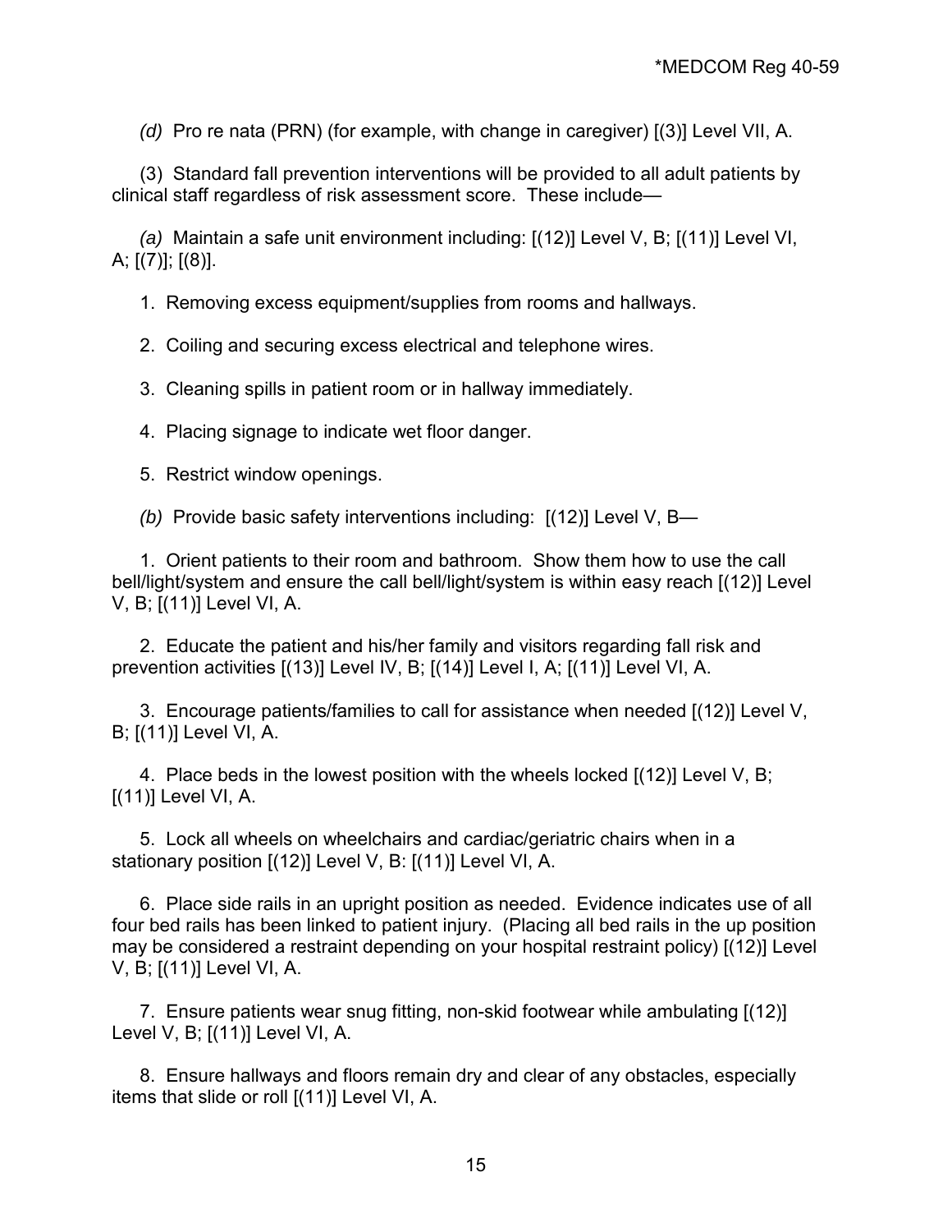*(d)* Pro re nata (PRN) (for example, with change in caregiver) [(3)] Level VII, A.

(3) Standard fall prevention interventions will be provided to all adult patients by clinical staff regardless of risk assessment score. These include—

*(a)* Maintain a safe unit environment including: [(12)] Level V, B; [(11)] Level VI, A; [(7)]; [(8)].

1. Removing excess equipment/supplies from rooms and hallways.

2. Coiling and securing excess electrical and telephone wires.

3. Cleaning spills in patient room or in hallway immediately.

4. Placing signage to indicate wet floor danger.

5. Restrict window openings.

*(b)* Provide basic safety interventions including: [(12)] Level V, B—

1. Orient patients to their room and bathroom. Show them how to use the call bell/light/system and ensure the call bell/light/system is within easy reach [(12)] Level V, B; [(11)] Level VI, A.

2. Educate the patient and his/her family and visitors regarding fall risk and prevention activities [(13)] Level IV, B; [(14)] Level I, A; [(11)] Level VI, A.

3. Encourage patients/families to call for assistance when needed [(12)] Level V, B; [(11)] Level VI, A.

4. Place beds in the lowest position with the wheels locked [(12)] Level V, B; [(11)] Level VI, A.

5. Lock all wheels on wheelchairs and cardiac/geriatric chairs when in a stationary position [(12)] Level V, B: [(11)] Level VI, A.

6. Place side rails in an upright position as needed. Evidence indicates use of all four bed rails has been linked to patient injury. (Placing all bed rails in the up position may be considered a restraint depending on your hospital restraint policy) [(12)] Level V, B; [(11)] Level VI, A.

7. Ensure patients wear snug fitting, non-skid footwear while ambulating [(12)] Level V, B; [(11)] Level VI, A.

8. Ensure hallways and floors remain dry and clear of any obstacles, especially items that slide or roll [(11)] Level VI, A.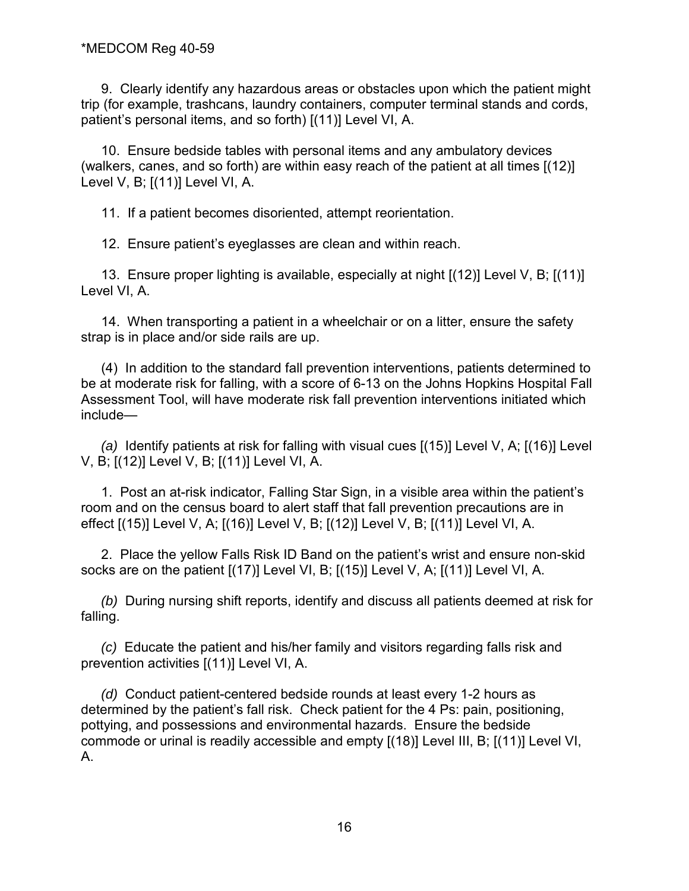9. Clearly identify any hazardous areas or obstacles upon which the patient might trip (for example, trashcans, laundry containers, computer terminal stands and cords, patient's personal items, and so forth) [(11)] Level VI, A.

10. Ensure bedside tables with personal items and any ambulatory devices (walkers, canes, and so forth) are within easy reach of the patient at all times [(12)] Level V, B; [(11)] Level VI, A.

11. If a patient becomes disoriented, attempt reorientation.

12. Ensure patient's eyeglasses are clean and within reach.

13. Ensure proper lighting is available, especially at night [(12)] Level V, B; [(11)] Level VI, A.

14. When transporting a patient in a wheelchair or on a litter, ensure the safety strap is in place and/or side rails are up.

(4) In addition to the standard fall prevention interventions, patients determined to be at moderate risk for falling, with a score of 6-13 on the Johns Hopkins Hospital Fall Assessment Tool, will have moderate risk fall prevention interventions initiated which include—

*(a)* Identify patients at risk for falling with visual cues [(15)] Level V, A; [(16)] Level V, B; [(12)] Level V, B; [(11)] Level VI, A.

1. Post an at-risk indicator, Falling Star Sign, in a visible area within the patient's room and on the census board to alert staff that fall prevention precautions are in effect [(15)] Level V, A; [(16)] Level V, B; [(12)] Level V, B; [(11)] Level VI, A.

2. Place the yellow Falls Risk ID Band on the patient's wrist and ensure non-skid socks are on the patient [(17)] Level VI, B; [(15)] Level V, A; [(11)] Level VI, A.

*(b)* During nursing shift reports, identify and discuss all patients deemed at risk for falling.

*(c)* Educate the patient and his/her family and visitors regarding falls risk and prevention activities [(11)] Level VI, A.

*(d)* Conduct patient-centered bedside rounds at least every 1-2 hours as determined by the patient's fall risk. Check patient for the 4 Ps: pain, positioning, pottying, and possessions and environmental hazards. Ensure the bedside commode or urinal is readily accessible and empty [(18)] Level III, B; [(11)] Level VI, A.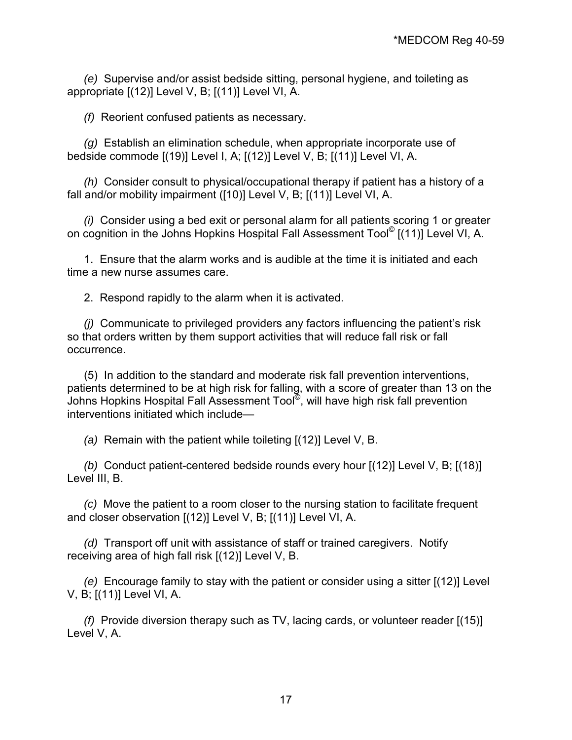*(e)* Supervise and/or assist bedside sitting, personal hygiene, and toileting as appropriate [(12)] Level V, B; [(11)] Level VI, A.

*(f)* Reorient confused patients as necessary.

*(g)* Establish an elimination schedule, when appropriate incorporate use of bedside commode [(19)] Level I, A; [(12)] Level V, B; [(11)] Level VI, A.

*(h)* Consider consult to physical/occupational therapy if patient has a history of a fall and/or mobility impairment ([10)] Level V, B; [(11)] Level VI, A.

*(i)* Consider using a bed exit or personal alarm for all patients scoring 1 or greater on cognition in the Johns Hopkins Hospital Fall Assessment Tool© [(11)] Level VI, A.

1. Ensure that the alarm works and is audible at the time it is initiated and each time a new nurse assumes care.

2. Respond rapidly to the alarm when it is activated.

*(j)* Communicate to privileged providers any factors influencing the patient's risk so that orders written by them support activities that will reduce fall risk or fall occurrence.

(5) In addition to the standard and moderate risk fall prevention interventions, patients determined to be at high risk for falling, with a score of greater than 13 on the Johns Hopkins Hospital Fall Assessment Tool©, will have high risk fall prevention interventions initiated which include—

*(a)* Remain with the patient while toileting [(12)] Level V, B.

*(b)* Conduct patient-centered bedside rounds every hour [(12)] Level V, B; [(18)] Level III, B.

*(c)* Move the patient to a room closer to the nursing station to facilitate frequent and closer observation [(12)] Level V, B; [(11)] Level VI, A.

*(d)* Transport off unit with assistance of staff or trained caregivers. Notify receiving area of high fall risk [(12)] Level V, B.

*(e)* Encourage family to stay with the patient or consider using a sitter [(12)] Level V, B; [(11)] Level VI, A.

*(f)* Provide diversion therapy such as TV, lacing cards, or volunteer reader [(15)] Level V, A.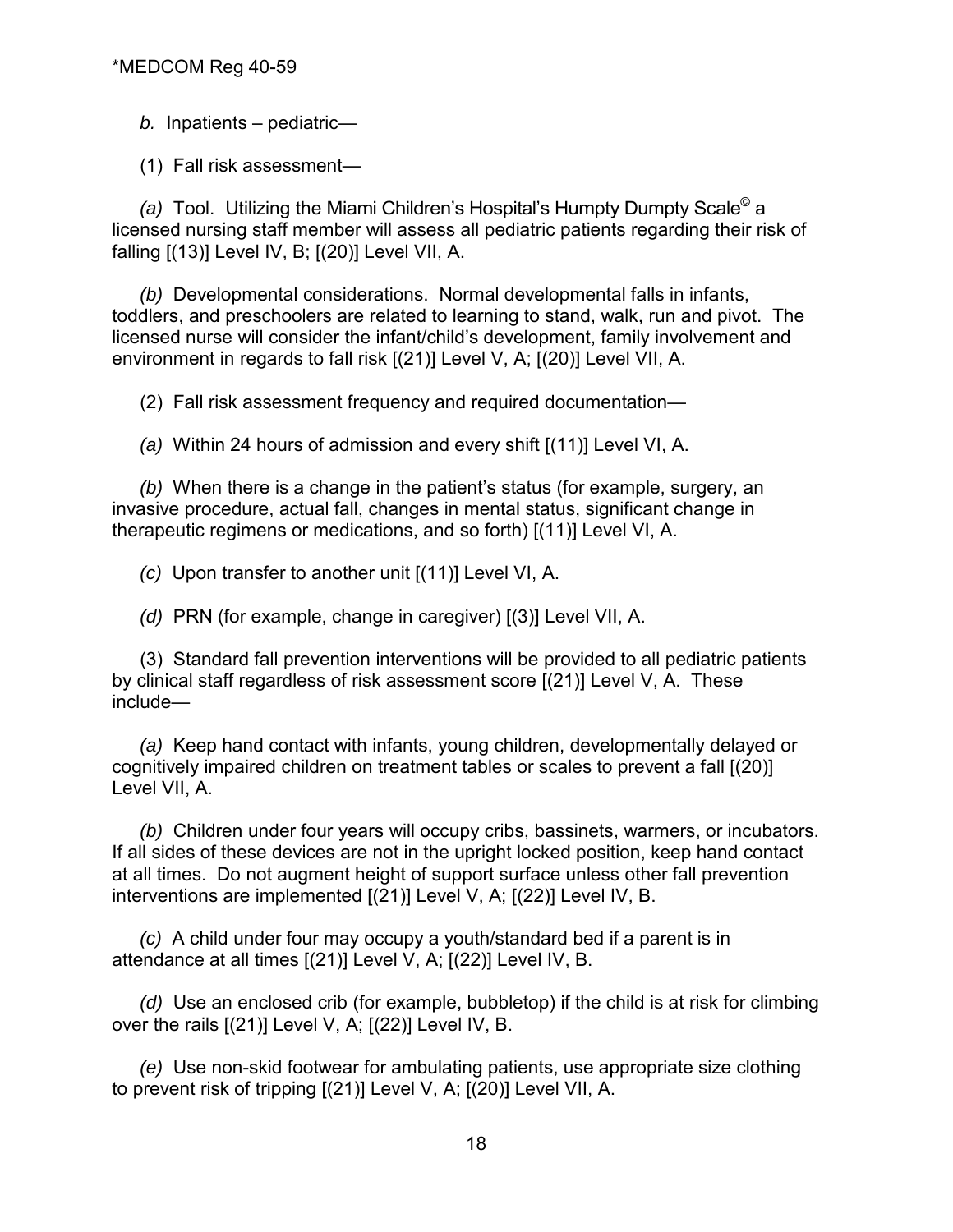*b.* Inpatients – pediatric—

(1) Fall risk assessment—

*(a)* Tool. Utilizing the Miami Children's Hospital's Humpty Dumpty Scale© a licensed nursing staff member will assess all pediatric patients regarding their risk of falling [(13)] Level IV, B; [(20)] Level VII, A.

*(b)* Developmental considerations. Normal developmental falls in infants, toddlers, and preschoolers are related to learning to stand, walk, run and pivot. The licensed nurse will consider the infant/child's development, family involvement and environment in regards to fall risk [(21)] Level V, A; [(20)] Level VII, A.

(2) Fall risk assessment frequency and required documentation—

*(a)* Within 24 hours of admission and every shift [(11)] Level VI, A.

*(b)* When there is a change in the patient's status (for example, surgery, an invasive procedure, actual fall, changes in mental status, significant change in therapeutic regimens or medications, and so forth) [(11)] Level VI, A.

*(c)* Upon transfer to another unit [(11)] Level VI, A.

*(d)* PRN (for example, change in caregiver) [(3)] Level VII, A.

(3) Standard fall prevention interventions will be provided to all pediatric patients by clinical staff regardless of risk assessment score [(21)] Level V, A. These include—

*(a)* Keep hand contact with infants, young children, developmentally delayed or cognitively impaired children on treatment tables or scales to prevent a fall [(20)] Level VII, A.

*(b)* Children under four years will occupy cribs, bassinets, warmers, or incubators. If all sides of these devices are not in the upright locked position, keep hand contact at all times. Do not augment height of support surface unless other fall prevention interventions are implemented [(21)] Level V, A; [(22)] Level IV, B.

*(c)* A child under four may occupy a youth/standard bed if a parent is in attendance at all times [(21)] Level V, A; [(22)] Level IV, B.

*(d)* Use an enclosed crib (for example, bubbletop) if the child is at risk for climbing over the rails [(21)] Level V, A; [(22)] Level IV, B.

*(e)* Use non-skid footwear for ambulating patients, use appropriate size clothing to prevent risk of tripping [(21)] Level V, A; [(20)] Level VII, A.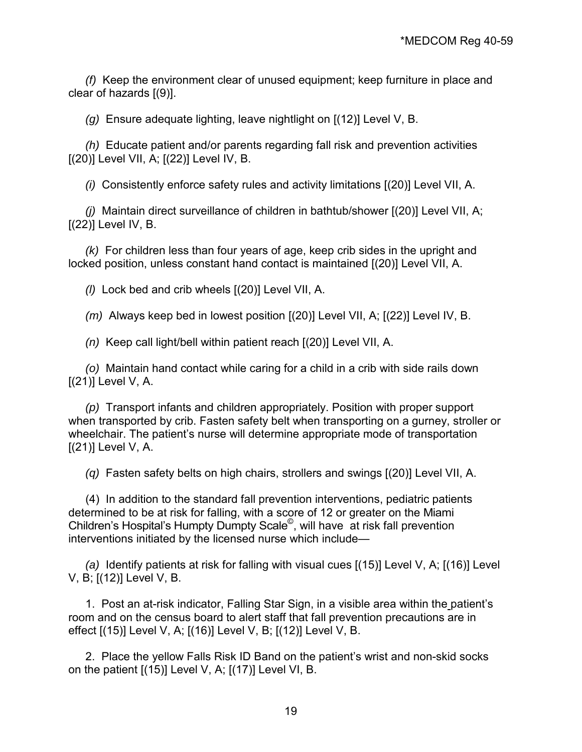*(f)* Keep the environment clear of unused equipment; keep furniture in place and clear of hazards [(9)].

*(g)* Ensure adequate lighting, leave nightlight on [(12)] Level V, B.

*(h)* Educate patient and/or parents regarding fall risk and prevention activities [(20)] Level VII, A; [(22)] Level IV, B.

*(i)* Consistently enforce safety rules and activity limitations [(20)] Level VII, A.

*(j)* Maintain direct surveillance of children in bathtub/shower [(20)] Level VII, A; [(22)] Level IV, B.

*(k)* For children less than four years of age, keep crib sides in the upright and locked position, unless constant hand contact is maintained [(20)] Level VII, A.

*(l)* Lock bed and crib wheels [(20)] Level VII, A.

*(m)* Always keep bed in lowest position [(20)] Level VII, A; [(22)] Level IV, B.

*(n)* Keep call light/bell within patient reach [(20)] Level VII, A.

*(o)* Maintain hand contact while caring for a child in a crib with side rails down [(21)] Level V, A.

*(p)* Transport infants and children appropriately. Position with proper support when transported by crib. Fasten safety belt when transporting on a gurney, stroller or wheelchair. The patient's nurse will determine appropriate mode of transportation [(21)] Level V, A.

*(q)* Fasten safety belts on high chairs, strollers and swings [(20)] Level VII, A.

(4) In addition to the standard fall prevention interventions, pediatric patients determined to be at risk for falling, with a score of 12 or greater on the Miami Children's Hospital's Humpty Dumpty Scale©, will have at risk fall prevention interventions initiated by the licensed nurse which include—

*(a)* Identify patients at risk for falling with visual cues [(15)] Level V, A; [(16)] Level V, B; [(12)] Level V, B.

1. Post an at-risk indicator, Falling Star Sign, in a visible area within the patient's room and on the census board to alert staff that fall prevention precautions are in effect [(15)] Level V, A; [(16)] Level V, B; [(12)] Level V, B.

2. Place the yellow Falls Risk ID Band on the patient's wrist and non-skid socks on the patient [(15)] Level V, A; [(17)] Level VI, B.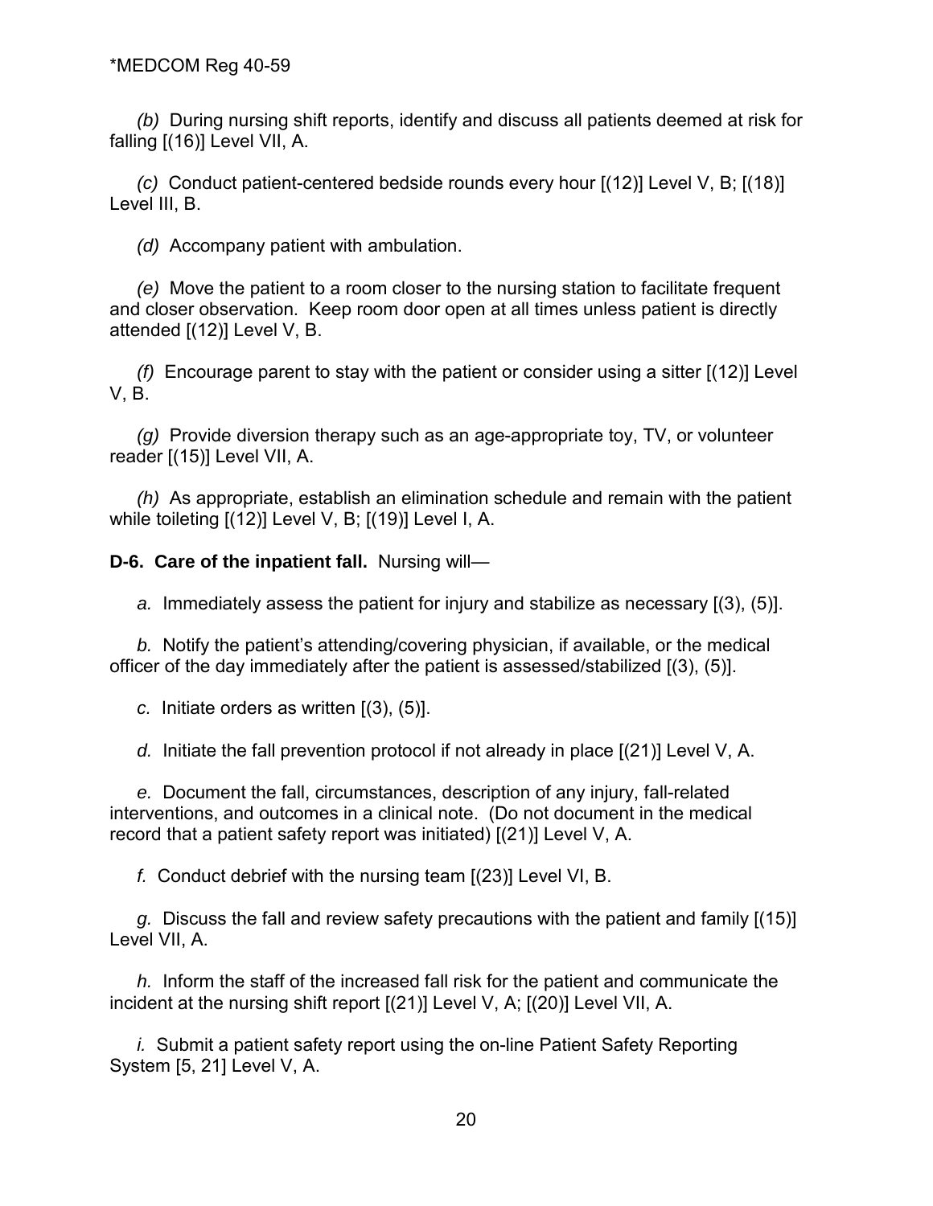*(b)* During nursing shift reports, identify and discuss all patients deemed at risk for falling [(16)] Level VII, A.

*(c)* Conduct patient-centered bedside rounds every hour [(12)] Level V, B; [(18)] Level III, B.

*(d)* Accompany patient with ambulation.

*(e)* Move the patient to a room closer to the nursing station to facilitate frequent and closer observation. Keep room door open at all times unless patient is directly attended [(12)] Level V, B.

*(f)* Encourage parent to stay with the patient or consider using a sitter [(12)] Level V, B.

*(g)* Provide diversion therapy such as an age-appropriate toy, TV, or volunteer reader [(15)] Level VII, A.

*(h)* As appropriate, establish an elimination schedule and remain with the patient while toileting [(12)] Level V, B; [(19)] Level I, A.

**D-6. Care of the inpatient fall.** Nursing will—

*a.* Immediately assess the patient for injury and stabilize as necessary [(3), (5)].

*b.* Notify the patient's attending/covering physician, if available, or the medical officer of the day immediately after the patient is assessed/stabilized [(3), (5)].

*c.* Initiate orders as written [(3), (5)].

*d.* Initiate the fall prevention protocol if not already in place [(21)] Level V, A.

*e.* Document the fall, circumstances, description of any injury, fall-related interventions, and outcomes in a clinical note. (Do not document in the medical record that a patient safety report was initiated) [(21)] Level V, A.

*f.* Conduct debrief with the nursing team [(23)] Level VI, B.

*g.* Discuss the fall and review safety precautions with the patient and family [(15)] Level VII, A.

*h.* Inform the staff of the increased fall risk for the patient and communicate the incident at the nursing shift report [(21)] Level V, A; [(20)] Level VII, A.

*i.* Submit a patient safety report using the on-line Patient Safety Reporting System [5, 21] Level V, A.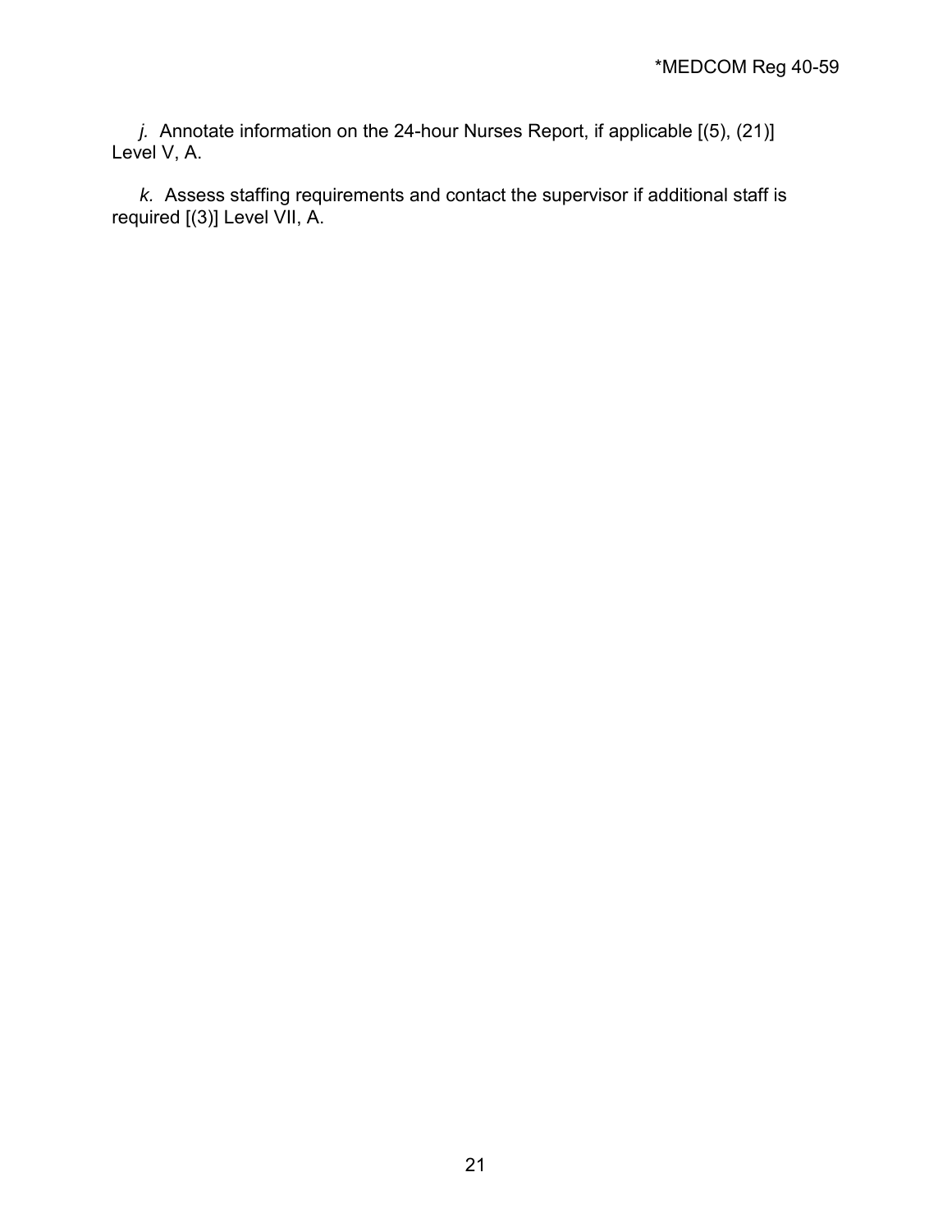*j.* Annotate information on the 24-hour Nurses Report, if applicable [(5), (21)] Level V, A.

*k.* Assess staffing requirements and contact the supervisor if additional staff is required [(3)] Level VII, A.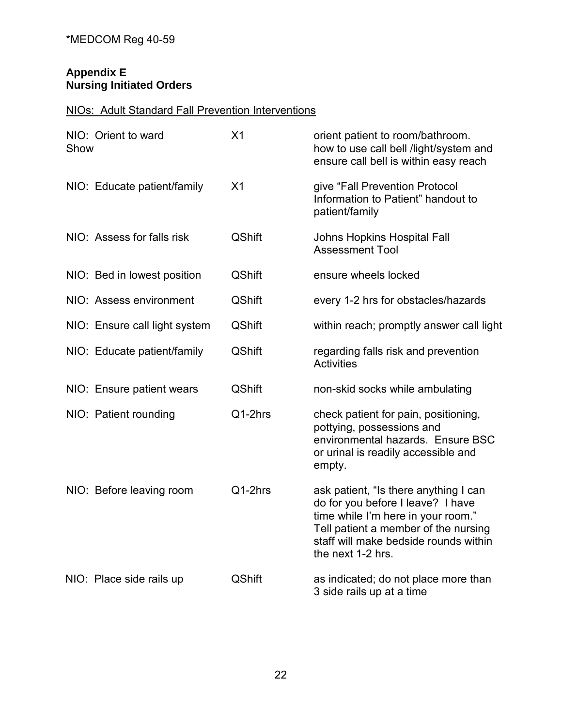## Appendix E
## Nursing Initiated Orders

NIOs: Adult Standard Fall Prevention Interventions

| | | |
|---|---|---|
| NIO: Orient to ward | X1 | orient patient to room/bathroom. |
| Show | | how to use call bell /light/system and ensure call bell is within easy reach |
| NIO: Educate patient/family | X1 | give “Fall Prevention Protocol Information to Patient” handout to patient/family |
| NIO: Assess for falls risk | QShift | Johns Hopkins Hospital Fall Assessment Tool |
| NIO: Bed in lowest position | QShift | ensure wheels locked |
| NIO: Assess environment | QShift | every 1-2 hrs for obstacles/hazards |
| NIO: Ensure call light system | QShift | within reach; promptly answer call light |
| NIO: Educate patient/family | QShift | regarding falls risk and prevention Activities |
| NIO: Ensure patient wears | QShift | non-skid socks while ambulating |
| NIO: Patient rounding | Q1-2hrs | check patient for pain, positioning, pottying, possessions and environmental hazards. Ensure BSC or urinal is readily accessible and empty. |
| NIO: Before leaving room | Q1-2hrs | ask patient, “Is there anything I can do for you before I leave? I have time while I’m here in your room.” Tell patient a member of the nursing staff will make bedside rounds within the next 1-2 hrs. |
| NIO: Place side rails up | QShift | as indicated; do not place more than 3 side rails up at a time |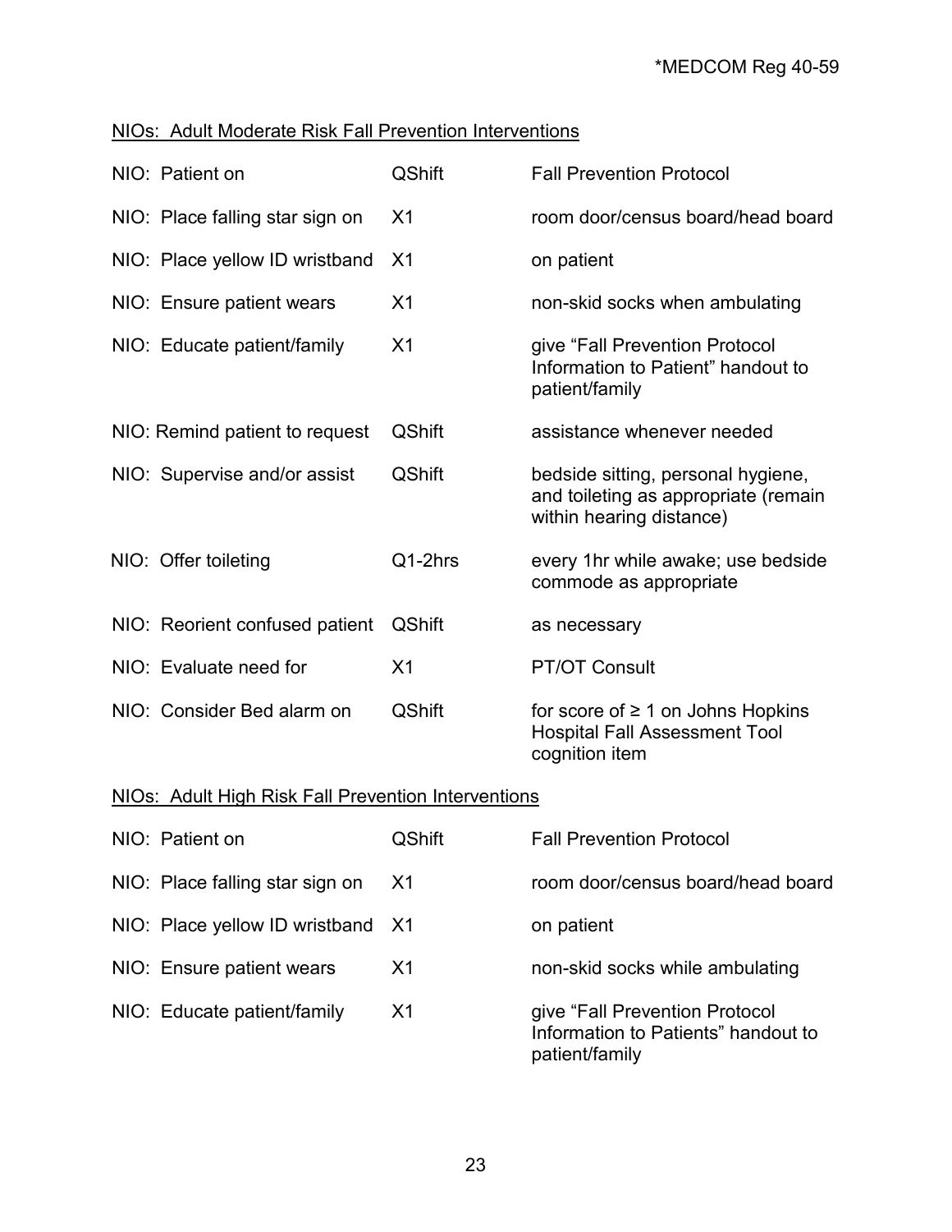NIOs: Adult Moderate Risk Fall Prevention Interventions

| | | |
|---|---|---|
| NIO: Patient on | QShift | Fall Prevention Protocol |
| NIO: Place falling star sign on | X1 | room door/census board/head board |
| NIO: Place yellow ID wristband | X1 | on patient |
| NIO: Ensure patient wears | X1 | non-skid socks when ambulating |
| NIO: Educate patient/family | X1 | give “Fall Prevention Protocol Information to Patient” handout to patient/family |
| NIO: Remind patient to request | QShift | assistance whenever needed |
| NIO: Supervise and/or assist | QShift | bedside sitting, personal hygiene, and toileting as appropriate (remain within hearing distance) |
| NIO: Offer toileting | Q1-2hrs | every 1hr while awake; use bedside commode as appropriate |
| NIO: Reorient confused patient | QShift | as necessary |
| NIO: Evaluate need for | X1 | PT/OT Consult |
| NIO: Consider Bed alarm on | QShift | for score of ≥ 1 on Johns Hopkins Hospital Fall Assessment Tool cognition item |

NIOs: Adult High Risk Fall Prevention Interventions

| | | |
|---|---|---|
| NIO: Patient on | QShift | Fall Prevention Protocol |
| NIO: Place falling star sign on | X1 | room door/census board/head board |
| NIO: Place yellow ID wristband | X1 | on patient |
| NIO: Ensure patient wears | X1 | non-skid socks while ambulating |
| NIO: Educate patient/family | X1 | give “Fall Prevention Protocol Information to Patients” handout to patient/family |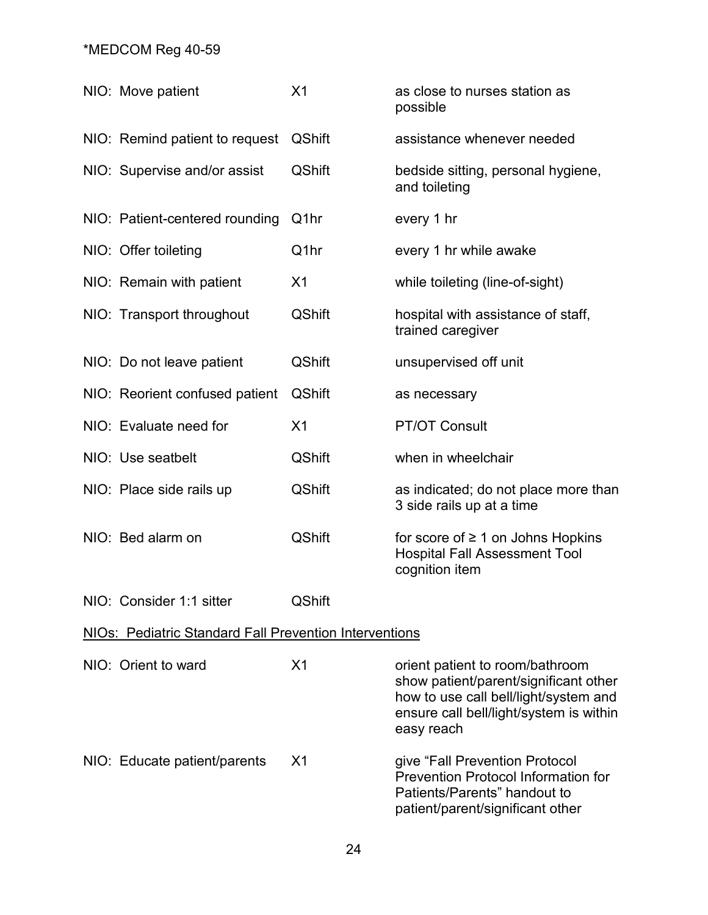| | | |
|---|---|---|
| NIO: Move patient | X1 | as close to nurses station as possible |
| NIO: Remind patient to request | QShift | assistance whenever needed |
| NIO: Supervise and/or assist | QShift | bedside sitting, personal hygiene, and toileting |
| NIO: Patient-centered rounding | Q1hr | every 1 hr |
| NIO: Offer toileting | Q1hr | every 1 hr while awake |
| NIO: Remain with patient | X1 | while toileting (line-of-sight) |
| NIO: Transport throughout | QShift | hospital with assistance of staff, trained caregiver |
| NIO: Do not leave patient | QShift | unsupervised off unit |
| NIO: Reorient confused patient | QShift | as necessary |
| NIO: Evaluate need for | X1 | PT/OT Consult |
| NIO: Use seatbelt | QShift | when in wheelchair |
| NIO: Place side rails up | QShift | as indicated; do not place more than 3 side rails up at a time |
| NIO: Bed alarm on | QShift | for score of ≥ 1 on Johns Hopkins Hospital Fall Assessment Tool cognition item |
| NIO: Consider 1:1 sitter | QShift | |

<u>NIOs: Pediatric Standard Fall Prevention Interventions</u>

| | | |
|---|---|---|
| NIO: Orient to ward | X1 | orient patient to room/bathroom show patient/parent/significant other how to use call bell/light/system and ensure call bell/light/system is within easy reach |
| NIO: Educate patient/parents | X1 | give "Fall Prevention Protocol Prevention Protocol Information for Patients/Parents" handout to patient/parent/significant other |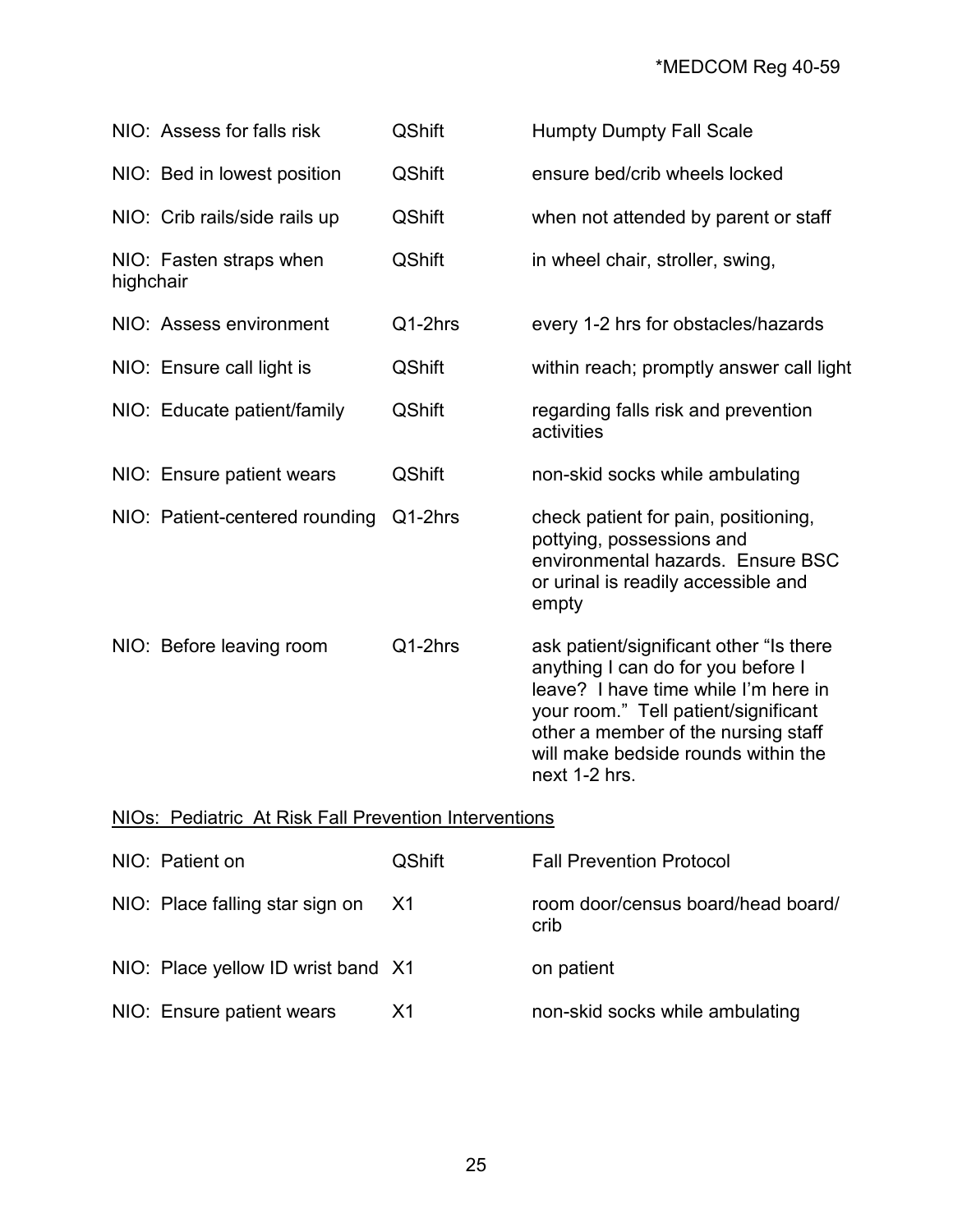| | | |
|---|---|---|
| NIO: Assess for falls risk | QShift | Humpty Dumpty Fall Scale |
| NIO: Bed in lowest position | QShift | ensure bed/crib wheels locked |
| NIO: Crib rails/side rails up | QShift | when not attended by parent or staff |
| NIO: Fasten straps when highchair | QShift | in wheel chair, stroller, swing, |
| NIO: Assess environment | Q1-2hrs | every 1-2 hrs for obstacles/hazards |
| NIO: Ensure call light is | QShift | within reach; promptly answer call light |
| NIO: Educate patient/family | QShift | regarding falls risk and prevention activities |
| NIO: Ensure patient wears | QShift | non-skid socks while ambulating |
| NIO: Patient-centered rounding | Q1-2hrs | check patient for pain, positioning, pottying, possessions and environmental hazards. Ensure BSC or urinal is readily accessible and empty |
| NIO: Before leaving room | Q1-2hrs | ask patient/significant other "Is there anything I can do for you before I leave? I have time while I'm here in your room." Tell patient/significant other a member of the nursing staff will make bedside rounds within the next 1-2 hrs. |

<u>NIOs: Pediatric At Risk Fall Prevention Interventions</u>

| | | |
|---|---|---|
| NIO: Patient on | QShift | Fall Prevention Protocol |
| NIO: Place falling star sign on | X1 | room door/census board/head board/ crib |
| NIO: Place yellow ID wrist band | X1 | on patient |
| NIO: Ensure patient wears | X1 | non-skid socks while ambulating |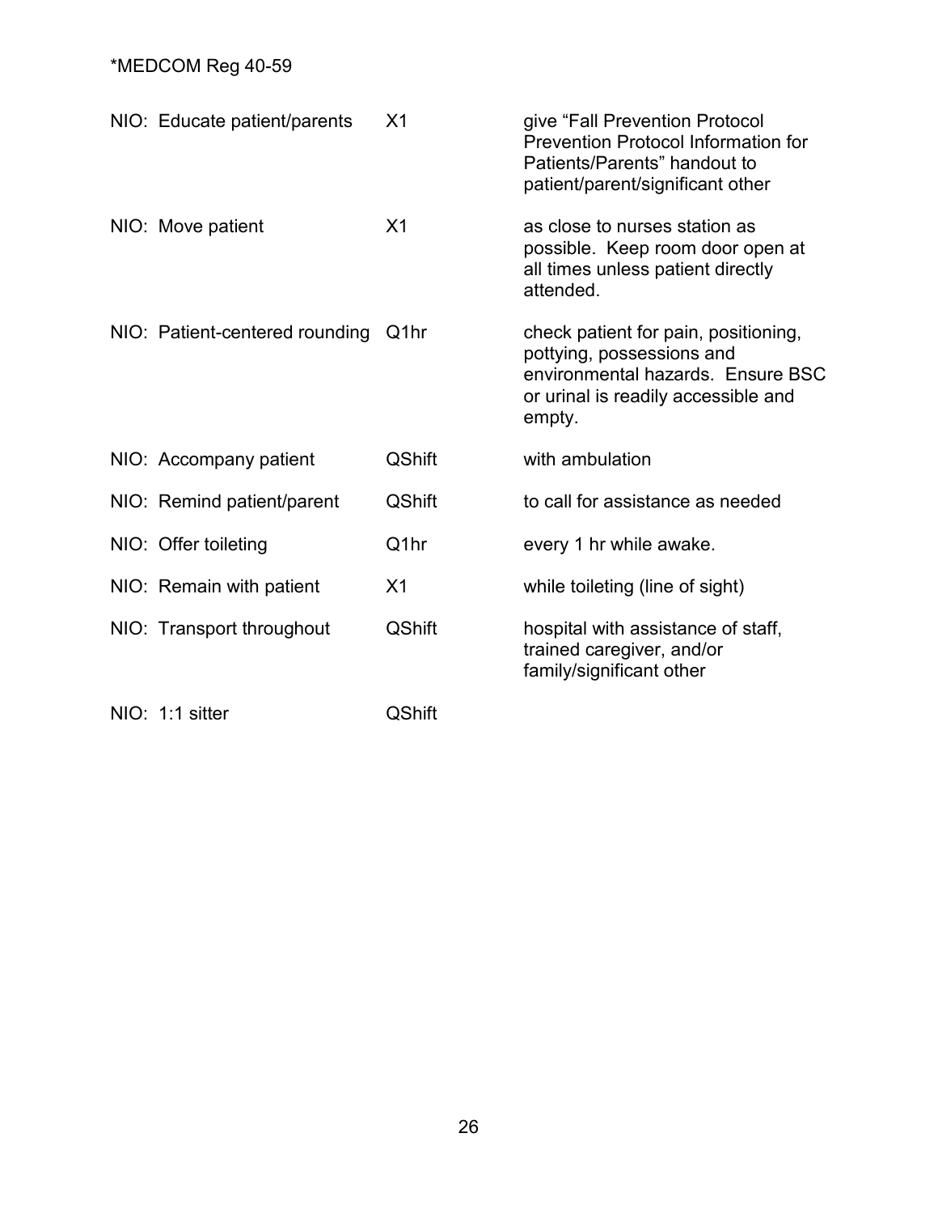| | | |
|---|---|---|
| NIO: Educate patient/parents | X1 | give "Fall Prevention Protocol Prevention Protocol Information for Patients/Parents" handout to patient/parent/significant other |
| NIO: Move patient | X1 | as close to nurses station as possible. Keep room door open at all times unless patient directly attended. |
| NIO: Patient-centered rounding | Q1hr | check patient for pain, positioning, pottying, possessions and environmental hazards. Ensure BSC or urinal is readily accessible and empty. |
| NIO: Accompany patient | QShift | with ambulation |
| NIO: Remind patient/parent | QShift | to call for assistance as needed |
| NIO: Offer toileting | Q1hr | every 1 hr while awake. |
| NIO: Remain with patient | X1 | while toileting (line of sight) |
| NIO: Transport throughout | QShift | hospital with assistance of staff, trained caregiver, and/or family/significant other |
| NIO: 1:1 sitter | QShift | |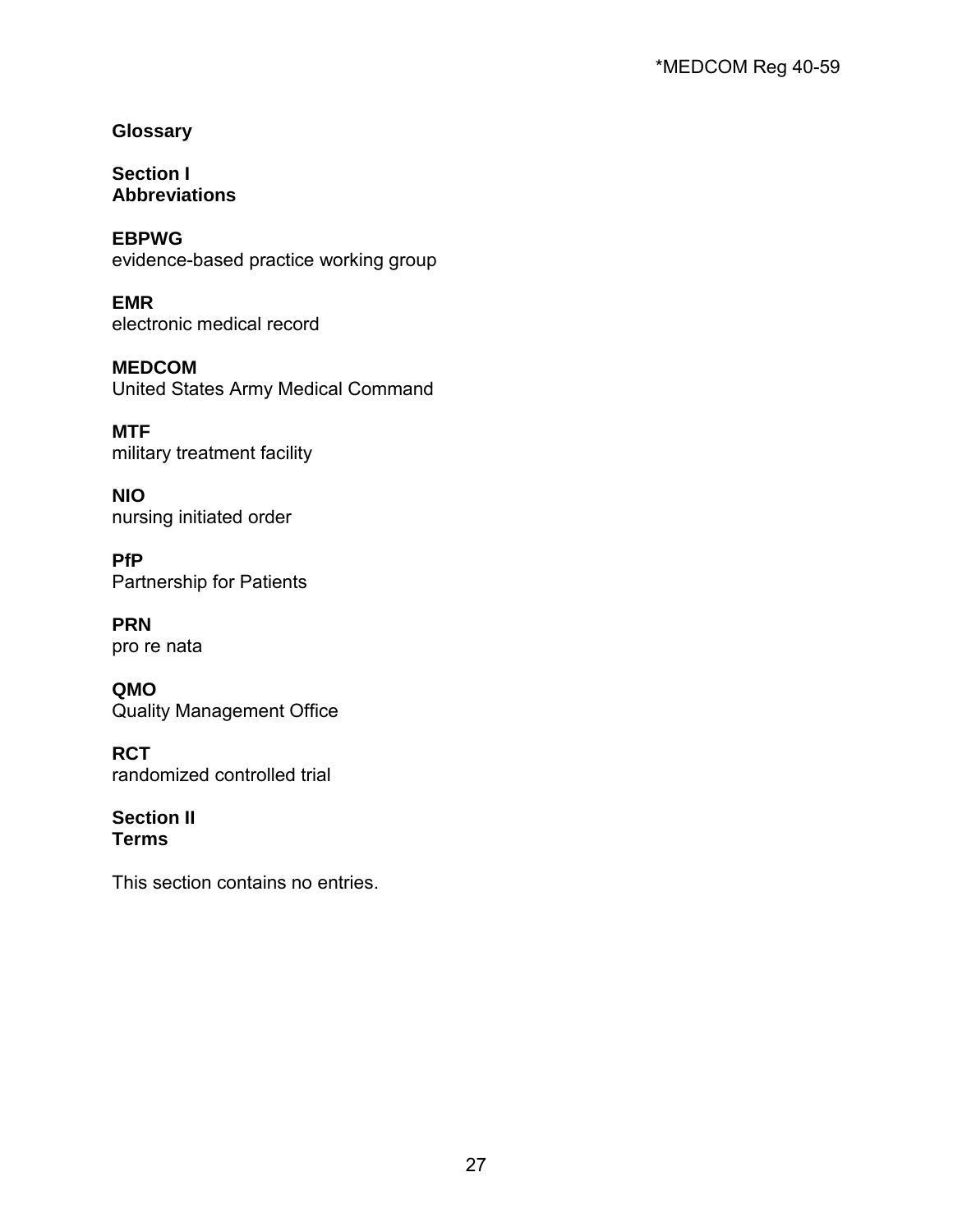# Glossary

## Section I
## Abbreviations

**EBPWG**
evidence-based practice working group

**EMR**
electronic medical record

**MEDCOM**
United States Army Medical Command

**MTF**
military treatment facility

**NIO**
nursing initiated order

**PfP**
Partnership for Patients

**PRN**
pro re nata

**QMO**
Quality Management Office

**RCT**
randomized controlled trial

## Section II
## Terms

This section contains no entries.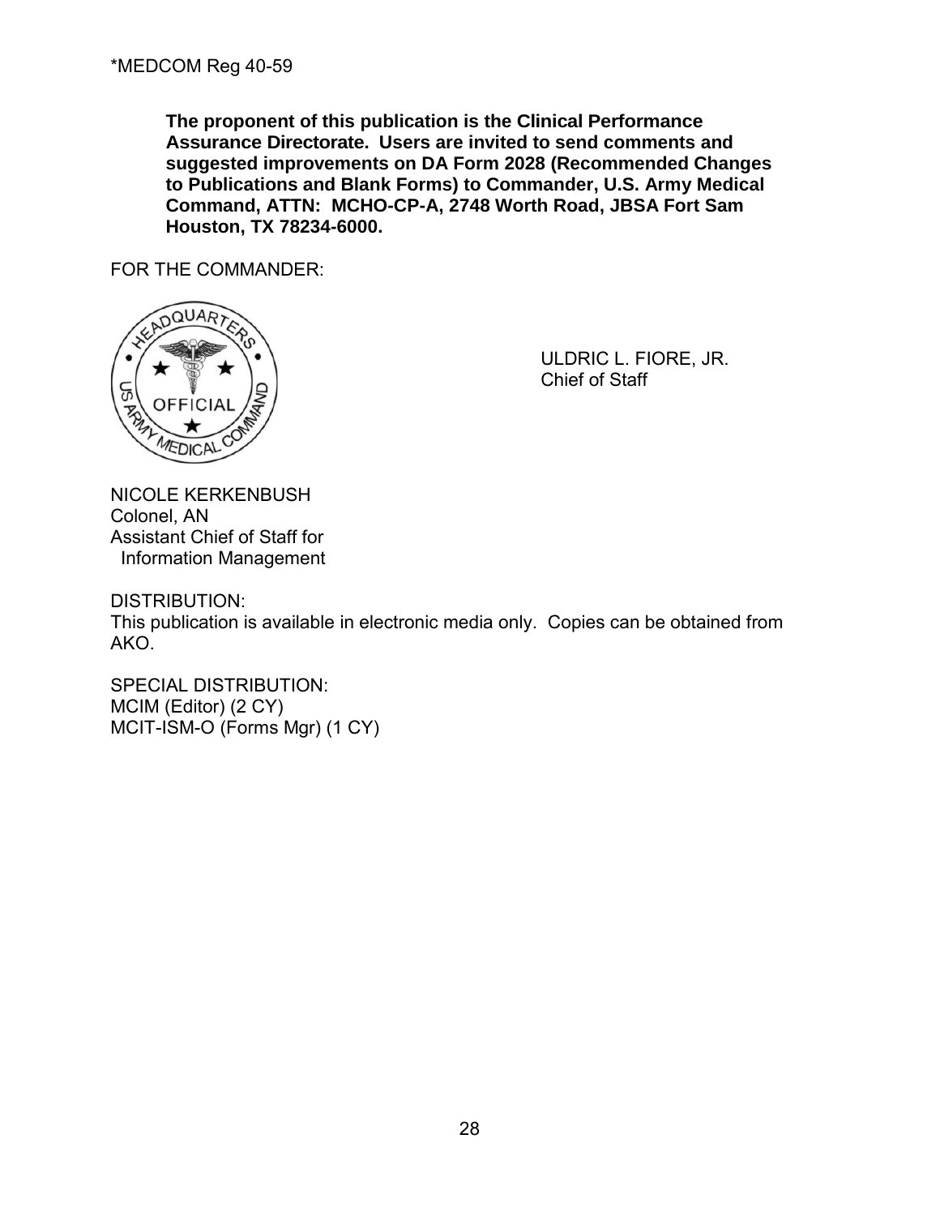**The proponent of this publication is the Clinical Performance Assurance Directorate. Users are invited to send comments and suggested improvements on DA Form 2028 (Recommended Changes to Publications and Blank Forms) to Commander, U.S. Army Medical Command, ATTN: MCHO-CP-A, 2748 Worth Road, JBSA Fort Sam Houston, TX 78234-6000.**

FOR THE COMMANDER:

ULDRIC L. FIORE, JR.
Chief of Staff

NICOLE KERKENBUSH
Colonel, AN
Assistant Chief of Staff for
Information Management

DISTRIBUTION:
This publication is available in electronic media only. Copies can be obtained from AKO.

SPECIAL DISTRIBUTION:
MCIM (Editor) (2 CY)
MCIT-ISM-O (Forms Mgr) (1 CY)